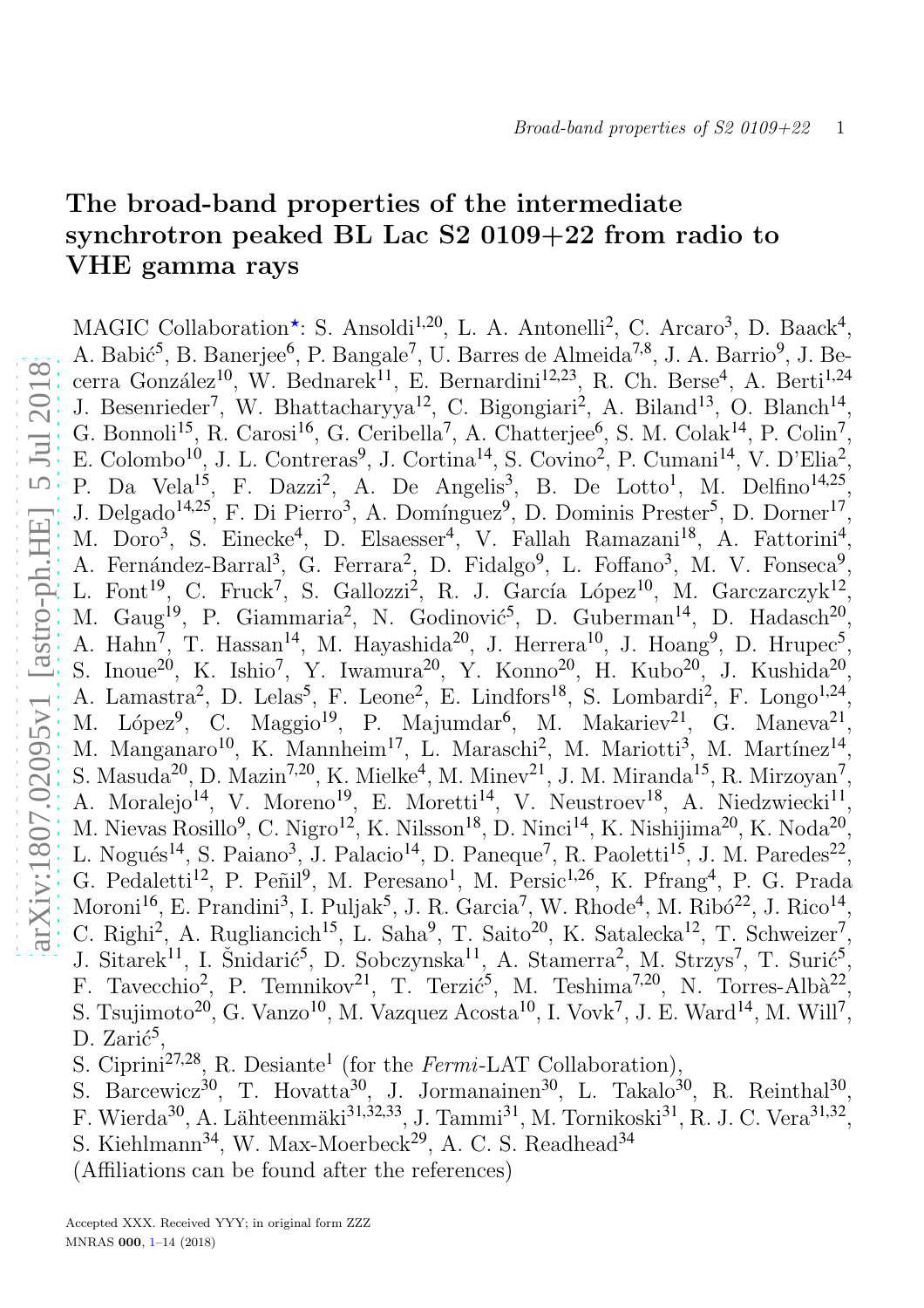# The broad-band properties of the intermediate synchrotron peaked BL Lac S2 0109+22 from radio to VHE gamma rays

MAGIC Collaboration*: S. Ansoldi[1,20], L. A. Antonelli[2], C. Arcaro[3], D. Baack[4], A. Babić[5], B. Banerjee[6], P. Bangale[7], U. Barres de Almeida[7,8], J. A. Barrio[9], J. Becerra González[10], W. Bednarek[11], E. Bernardini[12,23], R. Ch. Berse[4], A. Berti[1,24] J. Besenrieder[7], W. Bhattacharyya[12], C. Bigongiari[2], A. Biland[13], O. Blanch[14], G. Bonnoli[15], R. Carosi[16], G. Ceribella[7], A. Chatterjee[6], S. M. Colak[14], P. Colin[7], E. Colombo[10], J. L. Contreras[9], J. Cortina[14], S. Covino[2], P. Cumani[14], V. D'Elia[2], P. Da Vela[15], F. Dazzi[2], A. De Angelis[3], B. De Lotto[1], M. Delfino[14,25], J. Delgado[14,25], F. Di Pierro[3], A. Domínguez[9], D. Dominis Prester[5], D. Dorner[17], M. Doro[3], S. Einecke[4], D. Elsaesser[4], V. Fallah Ramazani[18], A. Fattorini[4], A. Fernández-Barral[3], G. Ferrara[2], D. Fidalgo[9], L. Foffano[3], M. V. Fonseca[9], L. Font[19], C. Fruck[7], S. Gallozzi[2], R. J. García López[10], M. Garczarczyk[12], M. Gaug[19], P. Giammaria[2], N. Godinović[5], D. Guberman[14], D. Hadasch[20], A. Hahn[7], T. Hassan[14], M. Hayashida[20], J. Herrera[10], J. Hoang[9], D. Hrupec[5], S. Inoue[20], K. Ishio[7], Y. Iwamura[20], Y. Konno[20], H. Kubo[20], J. Kushida[20], A. Lamastra[2], D. Lelas[5], F. Leone[2], E. Lindfors[18], S. Lombardi[2], F. Longo[1,24], M. López[9], C. Maggio[19], P. Majumdar[6], M. Makariev[21], G. Maneva[21], M. Manganaro[10], K. Mannheim[17], L. Maraschi[2], M. Mariotti[3], M. Martínez[14], S. Masuda[20], D. Mazin[7,20], K. Mielke[4], M. Minev[21], J. M. Miranda[15], R. Mirzoyan[7], A. Moralejo[14], V. Moreno[19], E. Moretti[14], V. Neustroev[18], A. Niedzwiecki[11], M. Nievas Rosillo[9], C. Nigro[12], K. Nilsson[18], D. Ninci[14], K. Nishijima[20], K. Noda[20], L. Nogués[14], S. Paiano[3], J. Palacio[14], D. Paneque[7], R. Paoletti[15], J. M. Paredes[22], G. Pedaletti[12], P. Peñil[9], M. Peresano[1], M. Persic[1,26], K. Pfrang[4], P. G. Prada Moroni[16], E. Prandini[3], I. Puljak[5], J. R. Garcia[7], W. Rhode[4], M. Ribó[22], J. Rico[14], C. Righi[2], A. Rugliancich[15], L. Saha[9], T. Saito[20], K. Satalecka[12], T. Schweizer[7], J. Sitarek[11], I. Šnidarić[5], D. Sobczynska[11], A. Stamerra[2], M. Strzys[7], T. Surić[5], F. Tavecchio[2], P. Temnikov[21], T. Terzić[5], M. Teshima[7,20], N. Torres-Albà[22], S. Tsujimoto[20], G. Vanzo[10], M. Vazquez Acosta[10], I. Vovk[7], J. E. Ward[14], M. Will[7], D. Zarić[5],

S. Ciprini[27,28], R. Desiante[1] (for the *Fermi*-LAT Collaboration),

S. Barcewicz[30], T. Hovatta[30], J. Jormanainen[30], L. Takalo[30], R. Reinthal[30], F. Wierda[30], A. Lähteenmäki[31,32,33], J. Tammi[31], M. Tornikoski[31], R. J. C. Vera[31,32], S. Kiehlmann[34], W. Max-Moerbeck[29], A. C. S. Readhead[34]

(Affiliations can be found after the references)

Accepted XXX. Received YYY; in original form ZZZ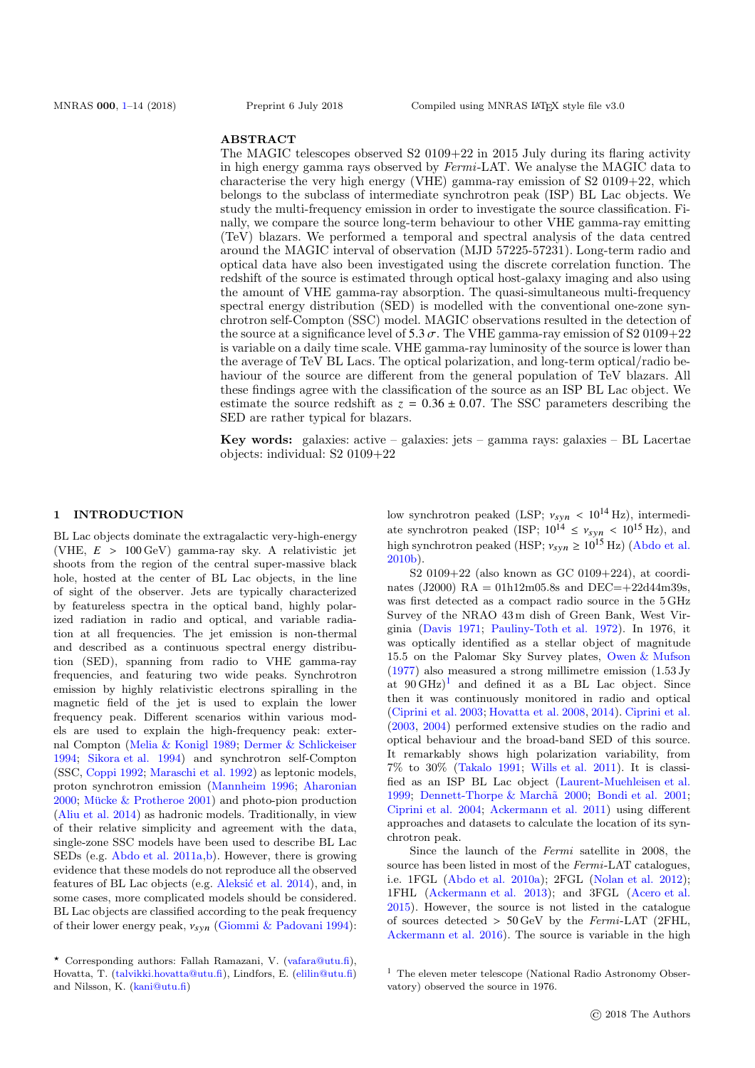## ABSTRACT

The MAGIC telescopes observed S2 0109+22 in 2015 July during its flaring activity in high energy gamma rays observed by *Fermi*-LAT. We analyse the MAGIC data to characterise the very high energy (VHE) gamma-ray emission of S2 0109+22, which belongs to the subclass of intermediate synchrotron peak (ISP) BL Lac objects. We study the multi-frequency emission in order to investigate the source classification. Finally, we compare the source long-term behaviour to other VHE gamma-ray emitting (TeV) blazars. We performed a temporal and spectral analysis of the data centred around the MAGIC interval of observation (MJD 57225-57231). Long-term radio and optical data have also been investigated using the discrete correlation function. The redshift of the source is estimated through optical host-galaxy imaging and also using the amount of VHE gamma-ray absorption. The quasi-simultaneous multi-frequency spectral energy distribution (SED) is modelled with the conventional one-zone synchrotron self-Compton (SSC) model. MAGIC observations resulted in the detection of the source at a significance level of $5.3\,\sigma$. The VHE gamma-ray emission of S2 0109+22 is variable on a daily time scale. VHE gamma-ray luminosity of the source is lower than the average of TeV BL Lacs. The optical polarization, and long-term optical/radio behaviour of the source are different from the general population of TeV blazars. All these findings agree with the classification of the source as an ISP BL Lac object. We estimate the source redshift as $z = 0.36 \pm 0.07$. The SSC parameters describing the SED are rather typical for blazars.

**Key words:** galaxies: active – galaxies: jets – gamma rays: galaxies – BL Lacertae objects: individual: S2 0109+22

## 1 INTRODUCTION

BL Lac objects dominate the extragalactic very-high-energy (VHE, $E > 100\,\mathrm{GeV}$) gamma-ray sky. A relativistic jet shoots from the region of the central super-massive black hole, hosted at the center of BL Lac objects, in the line of sight of the observer. Jets are typically characterized by featureless spectra in the optical band, highly polarized radiation in radio and optical, and variable radiation at all frequencies. The jet emission is non-thermal and described as a continuous spectral energy distribution (SED), spanning from radio to VHE gamma-ray frequencies, and featuring two wide peaks. Synchrotron emission by highly relativistic electrons spiralling in the magnetic field of the jet is used to explain the lower frequency peak. Different scenarios within various models are used to explain the high-frequency peak: external Compton (Melia & Konigl 1989; Dermer & Schlickeiser 1994; Sikora et al. 1994) and synchrotron self-Compton (SSC, Coppi 1992; Maraschi et al. 1992) as leptonic models, proton synchrotron emission (Mannheim 1996; Aharonian 2000; Mücke & Protheroe 2001) and photo-pion production (Aliu et al. 2014) as hadronic models. Traditionally, in view of their relative simplicity and agreement with the data, single-zone SSC models have been used to describe BL Lac SEDs (e.g. Abdo et al. 2011a,b). However, there is growing evidence that these models do not reproduce all the observed features of BL Lac objects (e.g. Aleksić et al. 2014), and, in some cases, more complicated models should be considered. BL Lac objects are classified according to the peak frequency of their lower energy peak, $\nu_{syn}$ (Giommi & Padovani 1994): low synchrotron peaked (LSP; $\nu_{syn} < 10^{14}$ Hz), intermediate synchrotron peaked (ISP; $10^{14} \leq \nu_{syn} < 10^{15}$ Hz), and high synchrotron peaked (HSP; $\nu_{syn} \geq 10^{15}$ Hz) (Abdo et al. 2010b).

S2 0109+22 (also known as GC 0109+224), at coordinates (J2000) RA = 01h12m05.8s and DEC=+22d44m39s, was first detected as a compact radio source in the 5 GHz Survey of the NRAO 43 m dish of Green Bank, West Virginia (Davis 1971; Pauliny-Toth et al. 1972). In 1976, it was optically identified as a stellar object of magnitude 15.5 on the Palomar Sky Survey plates, Owen & Mufson (1977) also measured a strong millimetre emission (1.53 Jy at 90 GHz)[1] and defined it as a BL Lac object. Since then it was continuously monitored in radio and optical (Ciprini et al. 2003; Hovatta et al. 2008, 2014). Ciprini et al. (2003, 2004) performed extensive studies on the radio and optical behaviour and the broad-band SED of this source. It remarkably shows high polarization variability, from 7% to 30% (Takalo 1991; Wills et al. 2011). It is classified as an ISP BL Lac object (Laurent-Muehleisen et al. 1999; Dennett-Thorpe & Marchã 2000; Bondi et al. 2001; Ciprini et al. 2004; Ackermann et al. 2011) using different approaches and datasets to calculate the location of its synchrotron peak.

Since the launch of the *Fermi* satellite in 2008, the source has been listed in most of the *Fermi*-LAT catalogues, i.e. 1FGL (Abdo et al. 2010a); 2FGL (Nolan et al. 2012); 1FHL (Ackermann et al. 2013); and 3FGL (Acero et al. 2015). However, the source is not listed in the catalogue of sources detected > 50 GeV by the *Fermi*-LAT (2FHL, Ackermann et al. 2016). The source is variable in the high

---

[⋆] Corresponding authors: Fallah Ramazani, V. (vafara@utu.fi), Hovatta, T. (talvikki.hovatta@utu.fi), Lindfors, E. (elilin@utu.fi) and Nilsson, K. (kani@utu.fi)

[1] The eleven meter telescope (National Radio Astronomy Observatory) observed the source in 1976.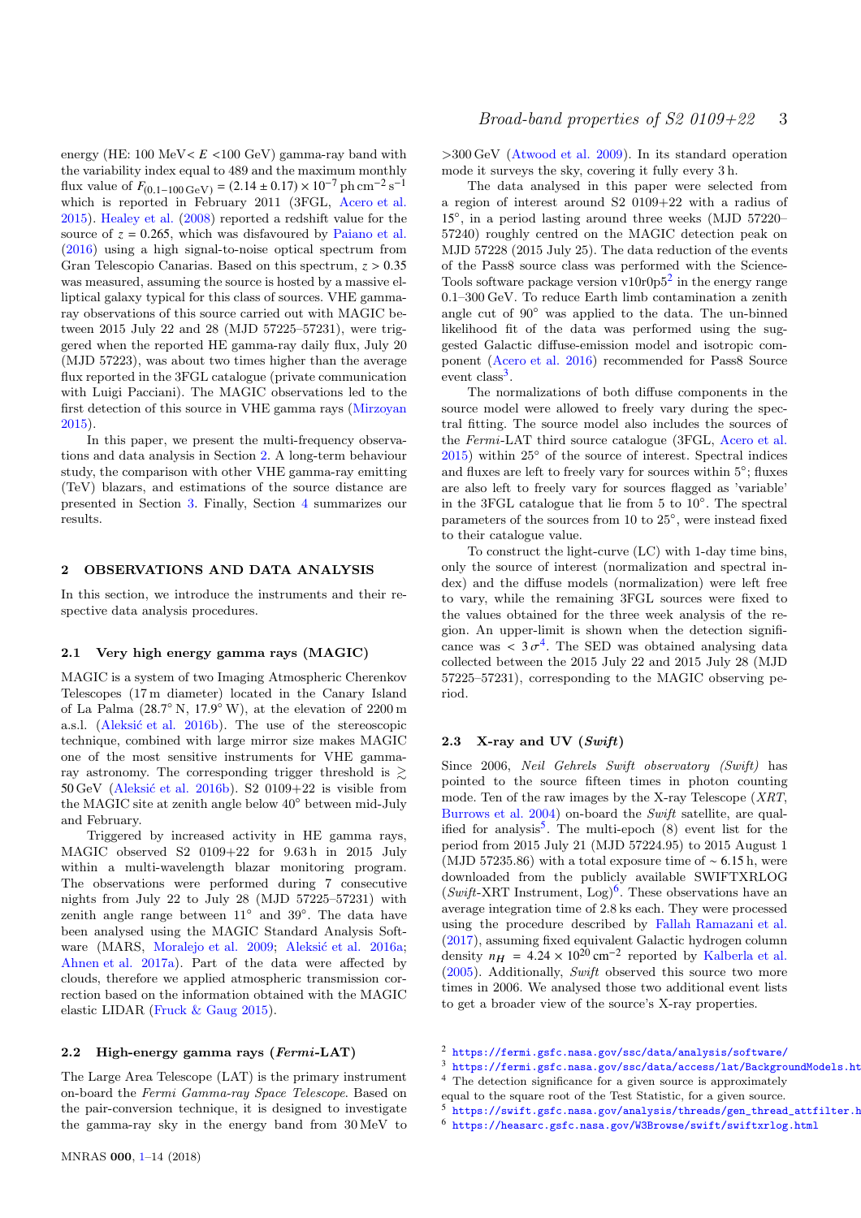energy (HE: 100 MeV< $E$ <100 GeV) gamma-ray band with the variability index equal to 489 and the maximum monthly flux value of $F_{(0.1-100\,\mathrm{GeV})} = (2.14 \pm 0.17) \times 10^{-7}\,\mathrm{ph\,cm^{-2}\,s^{-1}}$ which is reported in February 2011 (3FGL, Acero et al. 2015). Healey et al. (2008) reported a redshift value for the source of $z = 0.265$, which was disfavoured by Paiano et al. (2016) using a high signal-to-noise optical spectrum from Gran Telescopio Canarias. Based on this spectrum, $z > 0.35$ was measured, assuming the source is hosted by a massive elliptical galaxy typical for this class of sources. VHE gamma-ray observations of this source carried out with MAGIC between 2015 July 22 and 28 (MJD 57225–57231), were triggered when the reported HE gamma-ray daily flux, July 20 (MJD 57223), was about two times higher than the average flux reported in the 3FGL catalogue (private communication with Luigi Pacciani). The MAGIC observations led to the first detection of this source in VHE gamma rays (Mirzoyan 2015).

In this paper, we present the multi-frequency observations and data analysis in Section 2. A long-term behaviour study, the comparison with other VHE gamma-ray emitting (TeV) blazars, and estimations of the source distance are presented in Section 3. Finally, Section 4 summarizes our results.

## 2 OBSERVATIONS AND DATA ANALYSIS

In this section, we introduce the instruments and their respective data analysis procedures.

### 2.1 Very high energy gamma rays (MAGIC)

MAGIC is a system of two Imaging Atmospheric Cherenkov Telescopes (17 m diameter) located in the Canary Island of La Palma (28.7° N, 17.9° W), at the elevation of 2200 m a.s.l. (Aleksić et al. 2016b). The use of the stereoscopic technique, combined with large mirror size makes MAGIC one of the most sensitive instruments for VHE gamma-ray astronomy. The corresponding trigger threshold is $\gtrsim$ 50 GeV (Aleksić et al. 2016b). S2 0109+22 is visible from the MAGIC site at zenith angle below 40° between mid-July and February.

Triggered by increased activity in HE gamma rays, MAGIC observed S2 0109+22 for 9.63 h in 2015 July within a multi-wavelength blazar monitoring program. The observations were performed during 7 consecutive nights from July 22 to July 28 (MJD 57225–57231) with zenith angle range between 11° and 39°. The data have been analysed using the MAGIC Standard Analysis Software (MARS, Moralejo et al. 2009; Aleksić et al. 2016a; Ahnen et al. 2017a). Part of the data were affected by clouds, therefore we applied atmospheric transmission correction based on the information obtained with the MAGIC elastic LIDAR (Fruck & Gaug 2015).

### 2.2 High-energy gamma rays (*Fermi*-LAT)

The Large Area Telescope (LAT) is the primary instrument on-board the *Fermi Gamma-ray Space Telescope*. Based on the pair-conversion technique, it is designed to investigate the gamma-ray sky in the energy band from 30 MeV to >300 GeV (Atwood et al. 2009). In its standard operation mode it surveys the sky, covering it fully every 3 h.

The data analysed in this paper were selected from a region of interest around S2 0109+22 with a radius of 15°, in a period lasting around three weeks (MJD 57220–57240) roughly centred on the MAGIC detection peak on MJD 57228 (2015 July 25). The data reduction of the events of the Pass8 source class was performed with the Science-Tools software package version v10r0p5[2] in the energy range 0.1–300 GeV. To reduce Earth limb contamination a zenith angle cut of 90° was applied to the data. The un-binned likelihood fit of the data was performed using the suggested Galactic diffuse-emission model and isotropic component (Acero et al. 2016) recommended for Pass8 Source event class[3].

The normalizations of both diffuse components in the source model were allowed to freely vary during the spectral fitting. The source model also includes the sources of the *Fermi*-LAT third source catalogue (3FGL, Acero et al. 2015) within 25° of the source of interest. Spectral indices and fluxes are left to freely vary for sources within 5°; fluxes are also left to freely vary for sources flagged as 'variable' in the 3FGL catalogue that lie from 5 to 10°. The spectral parameters of the sources from 10 to 25°, were instead fixed to their catalogue value.

To construct the light-curve (LC) with 1-day time bins, only the source of interest (normalization and spectral index) and the diffuse models (normalization) were left free to vary, while the remaining 3FGL sources were fixed to the values obtained for the three week analysis of the region. An upper-limit is shown when the detection significance was $< 3\,\sigma$[4]. The SED was obtained analysing data collected between the 2015 July 22 and 2015 July 28 (MJD 57225–57231), corresponding to the MAGIC observing period.

### 2.3 X-ray and UV (*Swift*)

Since 2006, *Neil Gehrels Swift observatory (Swift)* has pointed to the source fifteen times in photon counting mode. Ten of the raw images by the X-ray Telescope (*XRT*, Burrows et al. 2004) on-board the *Swift* satellite, are qualified for analysis[5]. The multi-epoch (8) event list for the period from 2015 July 21 (MJD 57224.95) to 2015 August 1 (MJD 57235.86) with a total exposure time of ~ 6.15 h, were downloaded from the publicly available SWIFTXRLOG (*Swift*-XRT Instrument, Log)[6]. These observations have an average integration time of 2.8 ks each. They were processed using the procedure described by Fallah Ramazani et al. (2017), assuming fixed equivalent Galactic hydrogen column density $n_H = 4.24 \times 10^{20}\,\mathrm{cm^{-2}}$ reported by Kalberla et al. (2005). Additionally, *Swift* observed this source two more times in 2006. We analysed those two additional event lists to get a broader view of the source's X-ray properties.

[2] https://fermi.gsfc.nasa.gov/ssc/data/analysis/software/

[3] https://fermi.gsfc.nasa.gov/ssc/data/access/lat/BackgroundModels.ht

[4] The detection significance for a given source is approximately equal to the square root of the Test Statistic, for a given source.

[5] https://swift.gsfc.nasa.gov/analysis/threads/gen_thread_attfilter.h

[6] https://heasarc.gsfc.nasa.gov/W3Browse/swift/swiftxrlog.html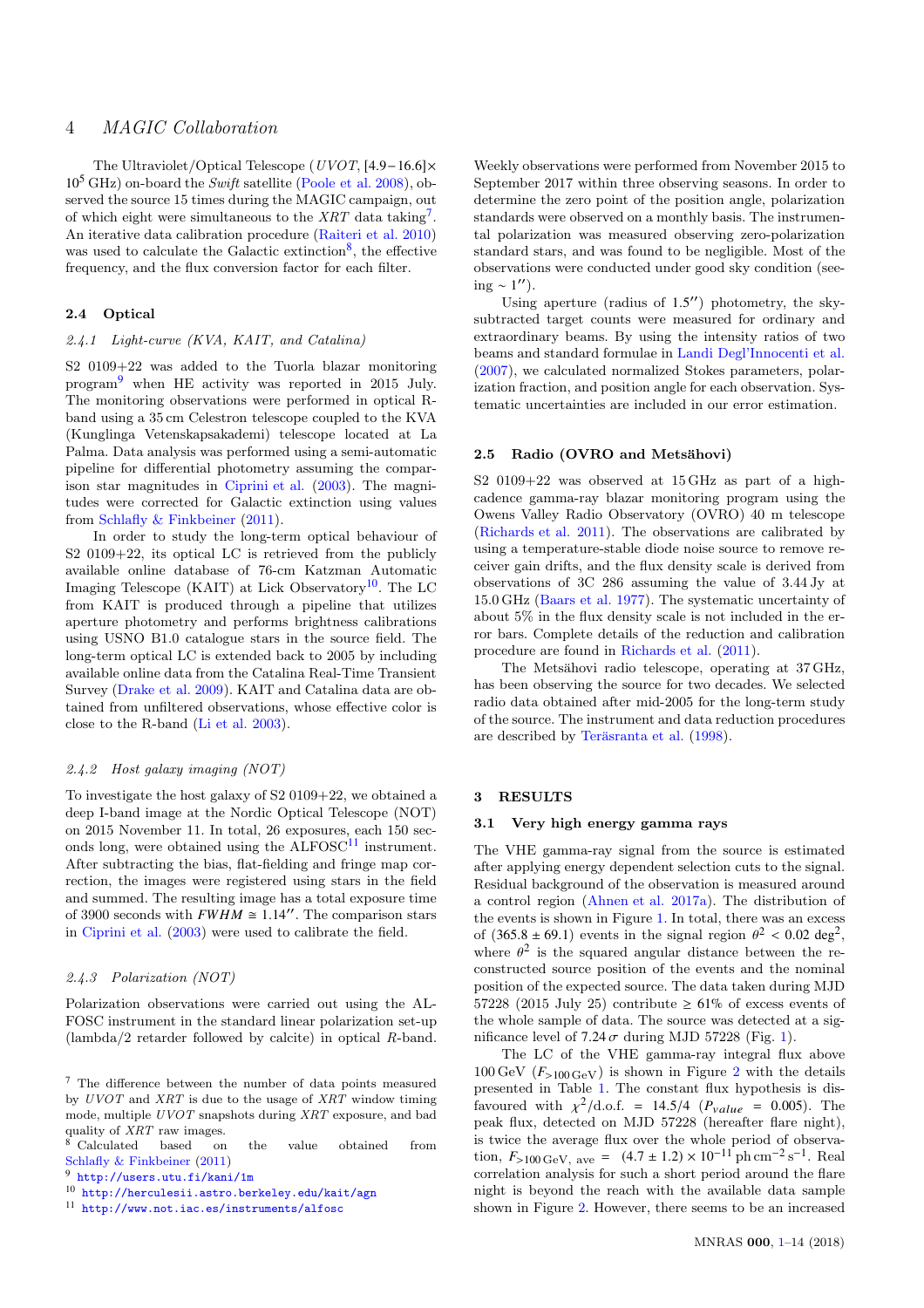The Ultraviolet/Optical Telescope (*UVOT*, $[4.9-16.6]\times 10^{5}$ GHz) on-board the *Swift* satellite (Poole et al. 2008), observed the source 15 times during the MAGIC campaign, out of which eight were simultaneous to the *XRT* data taking[7]. An iterative data calibration procedure (Raiteri et al. 2010) was used to calculate the Galactic extinction[8], the effective frequency, and the flux conversion factor for each filter.

## 2.4 Optical

### 2.4.1 Light-curve (KVA, KAIT, and Catalina)

S2 0109+22 was added to the Tuorla blazar monitoring program[9] when HE activity was reported in 2015 July. The monitoring observations were performed in optical R-band using a 35 cm Celestron telescope coupled to the KVA (Kunglinga Vetenskapsakademi) telescope located at La Palma. Data analysis was performed using a semi-automatic pipeline for differential photometry assuming the comparison star magnitudes in Ciprini et al. (2003). The magnitudes were corrected for Galactic extinction using values from Schlafly & Finkbeiner (2011).

In order to study the long-term optical behaviour of S2 0109+22, its optical LC is retrieved from the publicly available online database of 76-cm Katzman Automatic Imaging Telescope (KAIT) at Lick Observatory[10]. The LC from KAIT is produced through a pipeline that utilizes aperture photometry and performs brightness calibrations using USNO B1.0 catalogue stars in the source field. The long-term optical LC is extended back to 2005 by including available online data from the Catalina Real-Time Transient Survey (Drake et al. 2009). KAIT and Catalina data are obtained from unfiltered observations, whose effective color is close to the R-band (Li et al. 2003).

### 2.4.2 Host galaxy imaging (NOT)

To investigate the host galaxy of S2 0109+22, we obtained a deep I-band image at the Nordic Optical Telescope (NOT) on 2015 November 11. In total, 26 exposures, each 150 seconds long, were obtained using the ALFOSC[11] instrument. After subtracting the bias, flat-fielding and fringe map correction, the images were registered using stars in the field and summed. The resulting image has a total exposure time of 3900 seconds with $FWHM \cong 1.14''$. The comparison stars in Ciprini et al. (2003) were used to calibrate the field.

### 2.4.3 Polarization (NOT)

Polarization observations were carried out using the ALFOSC instrument in the standard linear polarization set-up (lambda/2 retarder followed by calcite) in optical *R*-band. Weekly observations were performed from November 2015 to September 2017 within three observing seasons. In order to determine the zero point of the position angle, polarization standards were observed on a monthly basis. The instrumental polarization was measured observing zero-polarization standard stars, and was found to be negligible. Most of the observations were conducted under good sky condition (seeing $\sim 1''$).

Using aperture (radius of $1.5''$) photometry, the sky-subtracted target counts were measured for ordinary and extraordinary beams. By using the intensity ratios of two beams and standard formulae in Landi Degl'Innocenti et al. (2007), we calculated normalized Stokes parameters, polarization fraction, and position angle for each observation. Systematic uncertainties are included in our error estimation.

## 2.5 Radio (OVRO and Metsähovi)

S2 0109+22 was observed at 15 GHz as part of a high-cadence gamma-ray blazar monitoring program using the Owens Valley Radio Observatory (OVRO) 40 m telescope (Richards et al. 2011). The observations are calibrated by using a temperature-stable diode noise source to remove receiver gain drifts, and the flux density scale is derived from observations of 3C 286 assuming the value of 3.44 Jy at 15.0 GHz (Baars et al. 1977). The systematic uncertainty of about 5% in the flux density scale is not included in the error bars. Complete details of the reduction and calibration procedure are found in Richards et al. (2011).

The Metsähovi radio telescope, operating at 37 GHz, has been observing the source for two decades. We selected radio data obtained after mid-2005 for the long-term study of the source. The instrument and data reduction procedures are described by Teräsranta et al. (1998).

# 3 RESULTS

## 3.1 Very high energy gamma rays

The VHE gamma-ray signal from the source is estimated after applying energy dependent selection cuts to the signal. Residual background of the observation is measured around a control region (Ahnen et al. 2017a). The distribution of the events is shown in Figure 1. In total, there was an excess of $(365.8 \pm 69.1)$ events in the signal region $\theta^2 < 0.02\ \mathrm{deg}^2$, where $\theta^2$ is the squared angular distance between the reconstructed source position of the events and the nominal position of the expected source. The data taken during MJD 57228 (2015 July 25) contribute $\geq 61\%$ of excess events of the whole sample of data. The source was detected at a significance level of $7.24\,\sigma$ during MJD 57228 (Fig. 1).

The LC of the VHE gamma-ray integral flux above 100 GeV ($F_{>100\,\mathrm{GeV}}$) is shown in Figure 2 with the details presented in Table 1. The constant flux hypothesis is disfavoured with $\chi^2$/d.o.f. = 14.5/4 ($P_{value}$ = 0.005). The peak flux, detected on MJD 57228 (hereafter flare night), is twice the average flux over the whole period of observation, $F_{>100\,\mathrm{GeV,\ ave}} = (4.7 \pm 1.2) \times 10^{-11}\,\mathrm{ph\,cm^{-2}\,s^{-1}}$. Real correlation analysis for such a short period around the flare night is beyond the reach with the available data sample shown in Figure 2. However, there seems to be an increased

---

[7] The difference between the number of data points measured by *UVOT* and *XRT* is due to the usage of *XRT* window timing mode, multiple *UVOT* snapshots during *XRT* exposure, and bad quality of *XRT* raw images.

[8] Calculated based on the value obtained from Schlafly & Finkbeiner (2011)

[9] http://users.utu.fi/kani/1m

[10] http://herculesii.astro.berkeley.edu/kait/agn

[11] http://www.not.iac.es/instruments/alfosc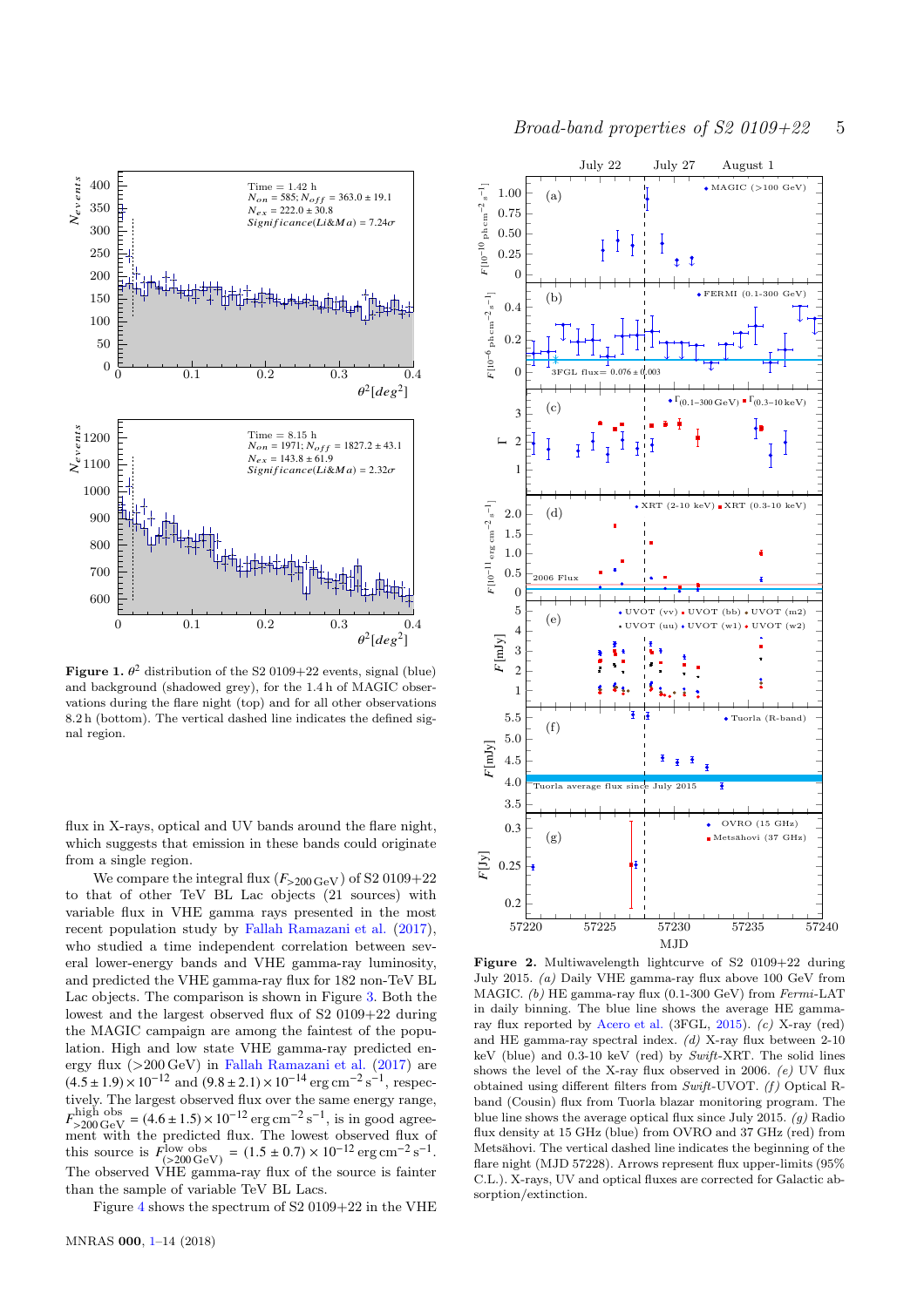Time = 1.42 h
$N_{on}$ = 585; $N_{off}$ = 363.0 ± 19.1
$N_{ex}$ = 222.0 ± 30.8
Significance(Li&Ma) = 7.24σ

Time = 8.15 h
$N_{on}$ = 1971; $N_{off}$ = 1827.2 ± 43.1
$N_{ex}$ = 143.8 ± 61.9
Significance(Li&Ma) = 2.32σ

**Figure 1.** $\theta^2$ distribution of the S2 0109+22 events, signal (blue) and background (shadowed grey), for the 1.4 h of MAGIC observations during the flare night (top) and for all other observations 8.2 h (bottom). The vertical dashed line indicates the defined signal region.

flux in X-rays, optical and UV bands around the flare night, which suggests that emission in these bands could originate from a single region.

We compare the integral flux ($F_{>200\,\mathrm{GeV}}$) of S2 0109+22 to that of other TeV BL Lac objects (21 sources) with variable flux in VHE gamma rays presented in the most recent population study by Fallah Ramazani et al. (2017), who studied a time independent correlation between several lower-energy bands and VHE gamma-ray luminosity, and predicted the VHE gamma-ray flux for 182 non-TeV BL Lac objects. The comparison is shown in Figure 3. Both the lowest and the largest observed flux of S2 0109+22 during the MAGIC campaign are among the faintest of the population. High and low state VHE gamma-ray predicted energy flux (>200 GeV) in Fallah Ramazani et al. (2017) are $(4.5 \pm 1.9) \times 10^{-12}$ and $(9.8 \pm 2.1) \times 10^{-14}\,\mathrm{erg\,cm^{-2}\,s^{-1}}$, respectively. The largest observed flux over the same energy range, $F^{\mathrm{high\ obs}}_{>200\,\mathrm{GeV}} = (4.6 \pm 1.5) \times 10^{-12}\,\mathrm{erg\,cm^{-2}\,s^{-1}}$, is in good agreement with the predicted flux. The lowest observed flux of this source is $F^{\mathrm{low\ obs}}_{(>200\,\mathrm{GeV})} = (1.5 \pm 0.7) \times 10^{-12}\,\mathrm{erg\,cm^{-2}\,s^{-1}}$. The observed VHE gamma-ray flux of the source is fainter than the sample of variable TeV BL Lacs.

Figure 4 shows the spectrum of S2 0109+22 in the VHE

July 22 July 27 August 1
(a) MAGIC (>100 GeV)
(b) FERMI (0.1-300 GeV)
3FGL flux= 0.076 ± 0.003
(c) $\Gamma_{(0.1-300\,\mathrm{GeV})}$ $\Gamma_{(0.3-10\,\mathrm{keV})}$
(d) XRT (2-10 keV) XRT (0.3-10 keV)
2006 Flux
(e) UVOT (vv) UVOT (bb) UVOT (m2) UVOT (uu) UVOT (w1) UVOT (w2)
(f) Tuorla (R-band)
Tuorla average flux since July 2015
(g) OVRO (15 GHz) Metsähovi (37 GHz)
MJD

**Figure 2.** Multiwavelength lightcurve of S2 0109+22 during July 2015. *(a)* Daily VHE gamma-ray flux above 100 GeV from MAGIC. *(b)* HE gamma-ray flux (0.1-300 GeV) from *Fermi*-LAT in daily binning. The blue line shows the average HE gamma-ray flux reported by Acero et al. (3FGL, 2015). *(c)* X-ray (red) and HE gamma-ray spectral index. *(d)* X-ray flux between 2-10 keV (blue) and 0.3-10 keV (red) by *Swift*-XRT. The solid lines shows the level of the X-ray flux observed in 2006. *(e)* UV flux obtained using different filters from *Swift*-UVOT. *(f)* Optical R-band (Cousin) flux from Tuorla blazar monitoring program. The blue line shows the average optical flux since July 2015. *(g)* Radio flux density at 15 GHz (blue) from OVRO and 37 GHz (red) from Metsähovi. The vertical dashed line indicates the beginning of the flare night (MJD 57228). Arrows represent flux upper-limits (95% C.L.). X-rays, UV and optical fluxes are corrected for Galactic absorption/extinction.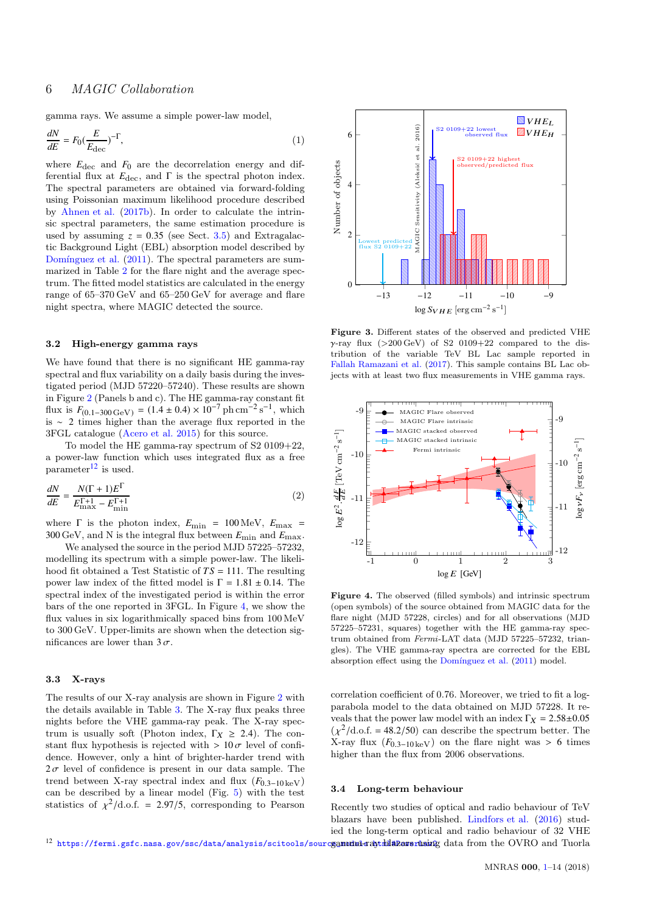gamma rays. We assume a simple power-law model,

$$\frac{dN}{dE} = F_0 (\frac{E}{E_{\rm dec}})^{-\Gamma}, \quad (1)$$

where $E_{\rm dec}$ and $F_0$ are the decorrelation energy and differential flux at $E_{\rm dec}$, and $\Gamma$ is the spectral photon index. The spectral parameters are obtained via forward-folding using Poissonian maximum likelihood procedure described by Ahnen et al. (2017b). In order to calculate the intrinsic spectral parameters, the same estimation procedure is used by assuming $z = 0.35$ (see Sect. 3.5) and Extragalactic Background Light (EBL) absorption model described by Domínguez et al. (2011). The spectral parameters are summarized in Table 2 for the flare night and the average spectrum. The fitted model statistics are calculated in the energy range of 65–370 GeV and 65–250 GeV for average and flare night spectra, where MAGIC detected the source.

### 3.2 High-energy gamma rays

We have found that there is no significant HE gamma-ray spectral and flux variability on a daily basis during the investigated period (MJD 57220–57240). These results are shown in Figure 2 (Panels b and c). The HE gamma-ray constant fit flux is $F_{(0.1-300\,{\rm GeV})} = (1.4 \pm 0.4) \times 10^{-7}\,{\rm ph\,cm^{-2}\,s^{-1}}$, which is $\sim$ 2 times higher than the average flux reported in the 3FGL catalogue (Acero et al. 2015) for this source.

To model the HE gamma-ray spectrum of S2 0109+22, a power-law function which uses integrated flux as a free parameter[12] is used.

$$\frac{dN}{dE} = \frac{N(\Gamma+1)E^{\Gamma}}{E_{\rm max}^{\Gamma+1} - E_{\rm min}^{\Gamma+1}} \quad (2)$$

where $\Gamma$ is the photon index, $E_{\rm min}$ = 100 MeV, $E_{\rm max}$ = 300 GeV, and N is the integral flux between $E_{\rm min}$ and $E_{\rm max}$.

We analysed the source in the period MJD 57225–57232, modelling its spectrum with a simple power-law. The likelihood fit obtained a Test Statistic of $TS = 111$. The resulting power law index of the fitted model is $\Gamma = 1.81 \pm 0.14$. The spectral index of the investigated period is within the error bars of the one reported in 3FGL. In Figure 4, we show the flux values in six logarithmically spaced bins from 100 MeV to 300 GeV. Upper-limits are shown when the detection significances are lower than $3\,\sigma$.

### 3.3 X-rays

The results of our X-ray analysis are shown in Figure 2 with the details available in Table 3. The X-ray flux peaks three nights before the VHE gamma-ray peak. The X-ray spectrum is usually soft (Photon index, $\Gamma_X \geq 2.4$). The constant flux hypothesis is rejected with $> 10\,\sigma$ level of confidence. However, only a hint of brighter-harder trend with $2\,\sigma$ level of confidence is present in our data sample. The trend between X-ray spectral index and flux ($F_{0.3-10\,{\rm keV}}$) can be described by a linear model (Fig. 5) with the test statistics of $\chi^2$/d.o.f. = 2.97/5, corresponding to Pearson correlation coefficient of 0.76. Moreover, we tried to fit a log-parabola model to the data obtained on MJD 57228. It reveals that the power law model with an index $\Gamma_X = 2.58\pm0.05$ ($\chi^2$/d.o.f. = 48.2/50) can describe the spectrum better. The X-ray flux ($F_{0.3-10\,{\rm keV}}$) on the flare night was > 6 times higher than the flux from 2006 observations.

[12] https://fermi.gsfc.nasa.gov/ssc/data/analysis/scitools/source_models.html#PowerLaw2

Number of objects
log $S_{VHE}$ [erg cm$^{-2}$ s$^{-1}$]
$VHE_L$
$VHE_H$
S2 0109+22 lowest observed flux
S2 0109+22 highest observed/predicted flux
Lowest predicted flux S2 0109+22
MAGIC Sensitivity (Aleksić et al. 2016)

**Figure 3.** Different states of the observed and predicted VHE $\gamma$-ray flux (>200 GeV) of S2 0109+22 compared to the distribution of the variable TeV BL Lac sample reported in Fallah Ramazani et al. (2017). This sample contains BL Lac objects with at least two flux measurements in VHE gamma rays.

MAGIC Flare observed
MAGIC Flare intrinsic
MAGIC stacked observed
MAGIC stacked intrinsic
Fermi intrinsic
log $E^2 \cdot \frac{dF}{dE}$ [TeV cm$^{-2}$ s$^{-1}$]
log $\nu F_\nu$ [erg cm$^{-2}$ s$^{-1}$]
log $E$ [GeV]

**Figure 4.** The observed (filled symbols) and intrinsic spectrum (open symbols) of the source obtained from MAGIC data for the flare night (MJD 57228, circles) and for all observations (MJD 57225–57231, squares) together with the HE gamma-ray spectrum obtained from *Fermi*-LAT data (MJD 57225–57232, triangles). The VHE gamma-ray spectra are corrected for the EBL absorption effect using the Domínguez et al. (2011) model.

### 3.4 Long-term behaviour

Recently two studies of optical and radio behaviour of TeV blazars have been published. Lindfors et al. (2016) studied the long-term optical and radio behaviour of 32 VHE gamma-ray blazars using data from the OVRO and Tuorla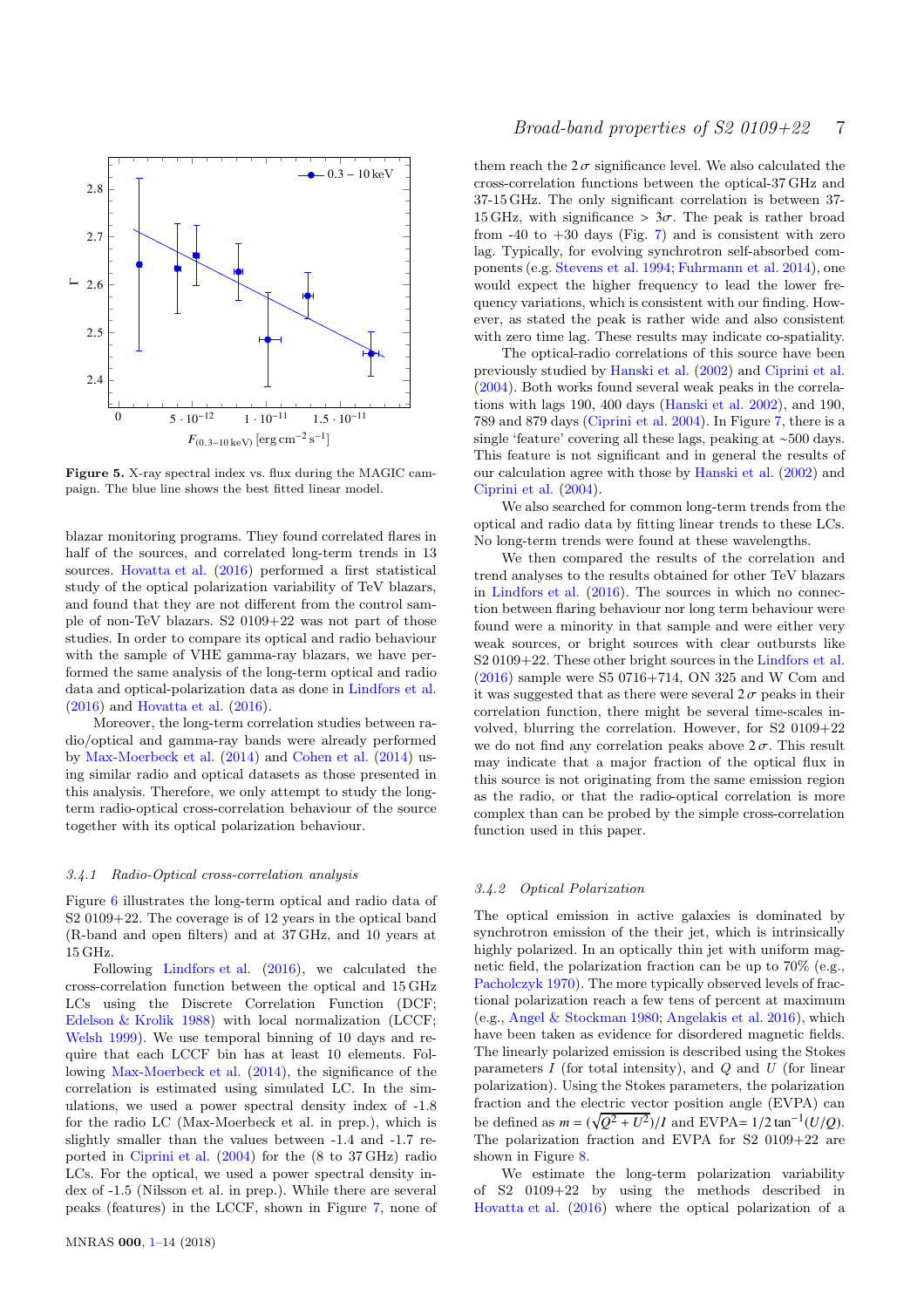—●— 0.3 – 10 keV

2.8

2.7

2.6

2.5

2.4

Γ

0

$5 \cdot 10^{-12}$

$1 \cdot 10^{-11}$

$1.5 \cdot 10^{-11}$

$F_{(0.3-10\,\mathrm{keV})}$ [erg cm$^{-2}$ s$^{-1}$]

**Figure 5.** X-ray spectral index vs. flux during the MAGIC campaign. The blue line shows the best fitted linear model.

blazar monitoring programs. They found correlated flares in half of the sources, and correlated long-term trends in 13 sources. Hovatta et al. (2016) performed a first statistical study of the optical polarization variability of TeV blazars, and found that they are not different from the control sample of non-TeV blazars. S2 0109+22 was not part of those studies. In order to compare its optical and radio behaviour with the sample of VHE gamma-ray blazars, we have performed the same analysis of the long-term optical and radio data and optical-polarization data as done in Lindfors et al. (2016) and Hovatta et al. (2016).

Moreover, the long-term correlation studies between radio/optical and gamma-ray bands were already performed by Max-Moerbeck et al. (2014) and Cohen et al. (2014) using similar radio and optical datasets as those presented in this analysis. Therefore, we only attempt to study the long-term radio-optical cross-correlation behaviour of the source together with its optical polarization behaviour.

#### 3.4.1 Radio-Optical cross-correlation analysis

Figure 6 illustrates the long-term optical and radio data of S2 0109+22. The coverage is of 12 years in the optical band (R-band and open filters) and at 37 GHz, and 10 years at 15 GHz.

Following Lindfors et al. (2016), we calculated the cross-correlation function between the optical and 15 GHz LCs using the Discrete Correlation Function (DCF; Edelson & Krolik 1988) with local normalization (LCCF; Welsh 1999). We use temporal binning of 10 days and require that each LCCF bin has at least 10 elements. Following Max-Moerbeck et al. (2014), the significance of the correlation is estimated using simulated LC. In the simulations, we used a power spectral density index of -1.8 for the radio LC (Max-Moerbeck et al. in prep.), which is slightly smaller than the values between -1.4 and -1.7 reported in Ciprini et al. (2004) for the (8 to 37 GHz) radio LCs. For the optical, we used a power spectral density index of -1.5 (Nilsson et al. in prep.). While there are several peaks (features) in the LCCF, shown in Figure 7, none of them reach the $2\,\sigma$ significance level. We also calculated the cross-correlation functions between the optical-37 GHz and 37-15 GHz. The only significant correlation is between 37-15 GHz, with significance $> 3\sigma$. The peak is rather broad from -40 to +30 days (Fig. 7) and is consistent with zero lag. Typically, for evolving synchrotron self-absorbed components (e.g. Stevens et al. 1994; Fuhrmann et al. 2014), one would expect the higher frequency to lead the lower frequency variations, which is consistent with our finding. However, as stated the peak is rather wide and also consistent with zero time lag. These results may indicate co-spatiality.

The optical-radio correlations of this source have been previously studied by Hanski et al. (2002) and Ciprini et al. (2004). Both works found several weak peaks in the correlations with lags 190, 400 days (Hanski et al. 2002), and 190, 789 and 879 days (Ciprini et al. 2004). In Figure 7, there is a single 'feature' covering all these lags, peaking at ~500 days. This feature is not significant and in general the results of our calculation agree with those by Hanski et al. (2002) and Ciprini et al. (2004).

We also searched for common long-term trends from the optical and radio data by fitting linear trends to these LCs. No long-term trends were found at these wavelengths.

We then compared the results of the correlation and trend analyses to the results obtained for other TeV blazars in Lindfors et al. (2016). The sources in which no connection between flaring behaviour nor long term behaviour were found were a minority in that sample and were either very weak sources, or bright sources with clear outbursts like S2 0109+22. These other bright sources in the Lindfors et al. (2016) sample were S5 0716+714, ON 325 and W Com and it was suggested that as there were several $2\,\sigma$ peaks in their correlation function, there might be several time-scales involved, blurring the correlation. However, for S2 0109+22 we do not find any correlation peaks above $2\,\sigma$. This result may indicate that a major fraction of the optical flux in this source is not originating from the same emission region as the radio, or that the radio-optical correlation is more complex than can be probed by the simple cross-correlation function used in this paper.

#### 3.4.2 Optical Polarization

The optical emission in active galaxies is dominated by synchrotron emission of the their jet, which is intrinsically highly polarized. In an optically thin jet with uniform magnetic field, the polarization fraction can be up to 70% (e.g., Pacholczyk 1970). The more typically observed levels of fractional polarization reach a few tens of percent at maximum (e.g., Angel & Stockman 1980; Angelakis et al. 2016), which have been taken as evidence for disordered magnetic fields. The linearly polarized emission is described using the Stokes parameters $I$ (for total intensity), and $Q$ and $U$ (for linear polarization). Using the Stokes parameters, the polarization fraction and the electric vector position angle (EVPA) can be defined as $m = (\sqrt{Q^2 + U^2})/I$ and EVPA$= 1/2 \tan^{-1}(U/Q)$. The polarization fraction and EVPA for S2 0109+22 are shown in Figure 8.

We estimate the long-term polarization variability of S2 0109+22 by using the methods described in Hovatta et al. (2016) where the optical polarization of a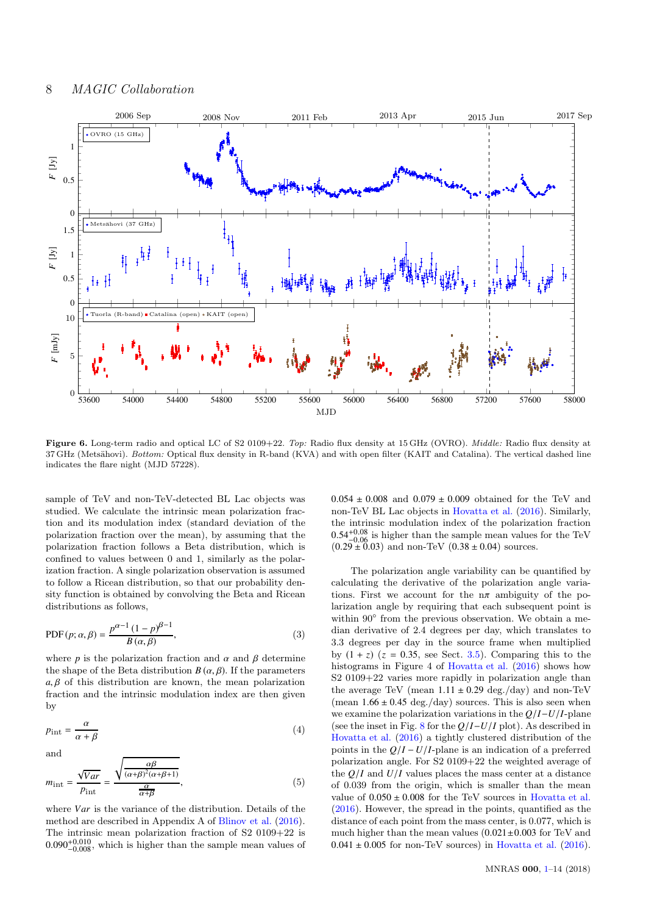2006 Sep
2008 Nov
2011 Feb
2013 Apr
2015 Jun
2017 Sep

OVRO (15 GHz)
F [Jy]
1
0.5
0

Metsähovi (37 GHz)
F [Jy]
1.5
1
0.5
0

Tuorla (R-band) Catalina (open) KAIT (open)
F [mJy]
10
5
0

53600 54000 54400 54800 55200 55600 56000 56400 56800 57200 57600 58000
MJD

**Figure 6.** Long-term radio and optical LC of S2 0109+22. *Top:* Radio flux density at 15 GHz (OVRO). *Middle:* Radio flux density at 37 GHz (Metsähovi). *Bottom:* Optical flux density in R-band (KVA) and with open filter (KAIT and Catalina). The vertical dashed line indicates the flare night (MJD 57228).

sample of TeV and non-TeV-detected BL Lac objects was studied. We calculate the intrinsic mean polarization fraction and its modulation index (standard deviation of the polarization fraction over the mean), by assuming that the polarization fraction follows a Beta distribution, which is confined to values between 0 and 1, similarly as the polarization fraction. A single polarization observation is assumed to follow a Ricean distribution, so that our probability density function is obtained by convolving the Beta and Ricean distributions as follows,

$$\mathrm{PDF}\left(p;\alpha,\beta\right) = \frac{p^{\alpha-1}\left(1-p\right)^{\beta-1}}{B\left(\alpha,\beta\right)}, \tag{3}$$

where $p$ is the polarization fraction and $\alpha$ and $\beta$ determine the shape of the Beta distribution $B\left(\alpha,\beta\right)$. If the parameters $a,\beta$ of this distribution are known, the mean polarization fraction and the intrinsic modulation index are then given by

$$p_{\mathrm{int}} = \frac{\alpha}{\alpha+\beta} \tag{4}$$

and

$$m_{\mathrm{int}} = \frac{\sqrt{Var}}{p_{\mathrm{int}}} = \frac{\sqrt{\frac{\alpha\beta}{(\alpha+\beta)^2(\alpha+\beta+1)}}}{\frac{\alpha}{\alpha+\beta}}, \tag{5}$$

where $Var$ is the variance of the distribution. Details of the method are described in Appendix A of Blinov et al. (2016). The intrinsic mean polarization fraction of S2 0109+22 is $0.090^{+0.010}_{-0.008}$, which is higher than the sample mean values of $0.054 \pm 0.008$ and $0.079 \pm 0.009$ obtained for the TeV and non-TeV BL Lac objects in Hovatta et al. (2016). Similarly, the intrinsic modulation index of the polarization fraction $0.54^{+0.08}_{-0.06}$ is higher than the sample mean values for the TeV $(0.29 \pm 0.03)$ and non-TeV $(0.38 \pm 0.04)$ sources.

The polarization angle variability can be quantified by calculating the derivative of the polarization angle variations. First we account for the $n\pi$ ambiguity of the polarization angle by requiring that each subsequent point is within 90° from the previous observation. We obtain a median derivative of 2.4 degrees per day, which translates to 3.3 degrees per day in the source frame when multiplied by $(1+z)$ ($z = 0.35$, see Sect. 3.5). Comparing this to the histograms in Figure 4 of Hovatta et al. (2016) shows how S2 0109+22 varies more rapidly in polarization angle than the average TeV (mean $1.11 \pm 0.29$ deg./day) and non-TeV (mean $1.66 \pm 0.45$ deg./day) sources. This is also seen when we examine the polarization variations in the $Q/I$−$U/I$-plane (see the inset in Fig. 8 for the $Q/I$−$U/I$ plot). As described in Hovatta et al. (2016) a tightly clustered distribution of the points in the $Q/I-U/I$-plane is an indication of a preferred polarization angle. For S2 0109+22 the weighted average of the $Q/I$ and $U/I$ values places the mass center at a distance of 0.039 from the origin, which is smaller than the mean value of $0.050 \pm 0.008$ for the TeV sources in Hovatta et al. (2016). However, the spread in the points, quantified as the distance of each point from the mass center, is 0.077, which is much higher than the mean values ($0.021 \pm 0.003$ for TeV and $0.041 \pm 0.005$ for non-TeV sources) in Hovatta et al. (2016).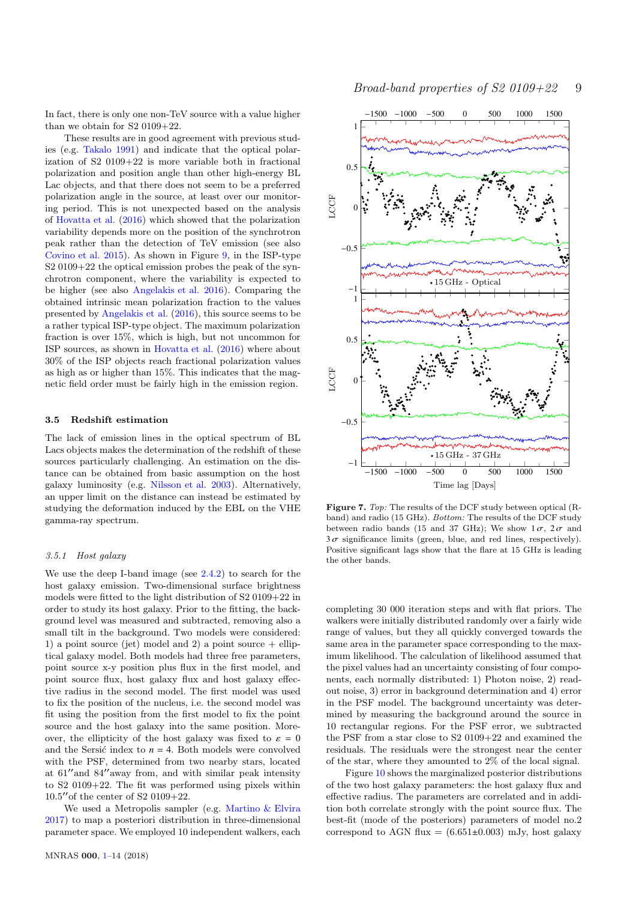In fact, there is only one non-TeV source with a value higher than we obtain for S2 0109+22.

These results are in good agreement with previous studies (e.g. Takalo 1991) and indicate that the optical polarization of S2 0109+22 is more variable both in fractional polarization and position angle than other high-energy BL Lac objects, and that there does not seem to be a preferred polarization angle in the source, at least over our monitoring period. This is not unexpected based on the analysis of Hovatta et al. (2016) which showed that the polarization variability depends more on the position of the synchrotron peak rather than the detection of TeV emission (see also Covino et al. 2015). As shown in Figure 9, in the ISP-type S2 0109+22 the optical emission probes the peak of the synchrotron component, where the variability is expected to be higher (see also Angelakis et al. 2016). Comparing the obtained intrinsic mean polarization fraction to the values presented by Angelakis et al. (2016), this source seems to be a rather typical ISP-type object. The maximum polarization fraction is over 15%, which is high, but not uncommon for ISP sources, as shown in Hovatta et al. (2016) where about 30% of the ISP objects reach fractional polarization values as high as or higher than 15%. This indicates that the magnetic field order must be fairly high in the emission region.

### 3.5 Redshift estimation

The lack of emission lines in the optical spectrum of BL Lacs objects makes the determination of the redshift of these sources particularly challenging. An estimation on the distance can be obtained from basic assumption on the host galaxy luminosity (e.g. Nilsson et al. 2003). Alternatively, an upper limit on the distance can instead be estimated by studying the deformation induced by the EBL on the VHE gamma-ray spectrum.

#### 3.5.1 Host galaxy

We use the deep I-band image (see 2.4.2) to search for the host galaxy emission. Two-dimensional surface brightness models were fitted to the light distribution of S2 0109+22 in order to study its host galaxy. Prior to the fitting, the background level was measured and subtracted, removing also a small tilt in the background. Two models were considered: 1) a point source (jet) model and 2) a point source + elliptical galaxy model. Both models had three free parameters, point source x-y position plus flux in the first model, and point source flux, host galaxy flux and host galaxy effective radius in the second model. The first model was used to fix the position of the nucleus, i.e. the second model was fit using the position from the first model to fix the point source and the host galaxy into the same position. Moreover, the ellipticity of the host galaxy was fixed to $\varepsilon = 0$ and the Sersić index to $n = 4$. Both models were convolved with the PSF, determined from two nearby stars, located at 61″and 84″away from, and with similar peak intensity to S2 0109+22. The fit was performed using pixels within 10.5″of the center of S2 0109+22.

We used a Metropolis sampler (e.g. Martino & Elvira 2017) to map a posteriori distribution in three-dimensional parameter space. We employed 10 independent walkers, each completing 30 000 iteration steps and with flat priors. The walkers were initially distributed randomly over a fairly wide range of values, but they all quickly converged towards the same area in the parameter space corresponding to the maximum likelihood. The calculation of likelihood assumed that the pixel values had an uncertainty consisting of four components, each normally distributed: 1) Photon noise, 2) readout noise, 3) error in background determination and 4) error in the PSF model. The background uncertainty was determined by measuring the background around the source in 10 rectangular regions. For the PSF error, we subtracted the PSF from a star close to S2 0109+22 and examined the residuals. The residuals were the strongest near the center of the star, where they amounted to 2% of the local signal.

Figure 10 shows the marginalized posterior distributions of the two host galaxy parameters: the host galaxy flux and effective radius. The parameters are correlated and in addition both correlate strongly with the point source flux. The best-fit (mode of the posteriors) parameters of model no.2 correspond to AGN flux = (6.651±0.003) mJy, host galaxy

−1500 −1000 −500 0 500 1000 1500
LCCF
1
0.5
0
−0.5
−1
15 GHz - Optical
LCCF
1
0.5
0
−0.5
−1
15 GHz - 37 GHz
−1500 −1000 −500 0 500 1000 1500
Time lag [Days]

**Figure 7.** *Top:* The results of the DCF study between optical (R-band) and radio (15 GHz). *Bottom:* The results of the DCF study between radio bands (15 and 37 GHz); We show $1\,\sigma$, $2\,\sigma$ and $3\,\sigma$ significance limits (green, blue, and red lines, respectively). Positive significant lags show that the flare at 15 GHz is leading the other bands.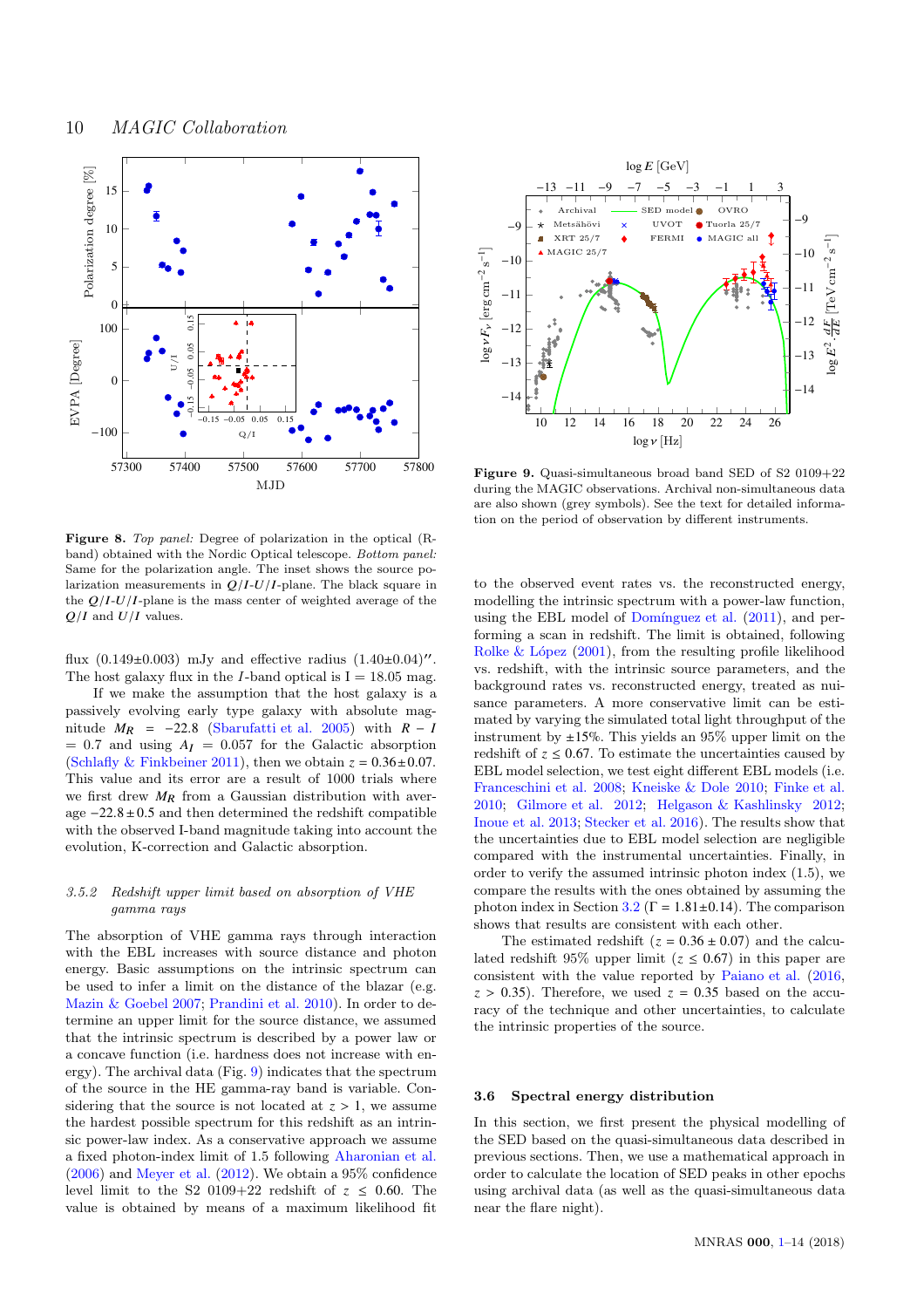**Figure 8.** *Top panel:* Degree of polarization in the optical (R-band) obtained with the Nordic Optical telescope. *Bottom panel:* Same for the polarization angle. The inset shows the source polarization measurements in $Q/I$-$U/I$-plane. The black square in the $Q/I$-$U/I$-plane is the mass center of weighted average of the $Q/I$ and $U/I$ values.

flux $(0.149\pm0.003)$ mJy and effective radius $(1.40\pm0.04)''$. The host galaxy flux in the $I$-band optical is I = 18.05 mag.

If we make the assumption that the host galaxy is a passively evolving early type galaxy with absolute magnitude $M_R = -22.8$ (Sbarufatti et al. 2005) with $R-I = 0.7$ and using $A_I = 0.057$ for the Galactic absorption (Schlafly & Finkbeiner 2011), then we obtain $z = 0.36\pm0.07$. This value and its error are a result of 1000 trials where we first drew $M_R$ from a Gaussian distribution with average $-22.8\pm0.5$ and then determined the redshift compatible with the observed I-band magnitude taking into account the evolution, K-correction and Galactic absorption.

#### *3.5.2 Redshift upper limit based on absorption of VHE gamma rays*

The absorption of VHE gamma rays through interaction with the EBL increases with source distance and photon energy. Basic assumptions on the intrinsic spectrum can be used to infer a limit on the distance of the blazar (e.g. Mazin & Goebel 2007; Prandini et al. 2010). In order to determine an upper limit for the source distance, we assumed that the intrinsic spectrum is described by a power law or a concave function (i.e. hardness does not increase with energy). The archival data (Fig. 9) indicates that the spectrum of the source in the HE gamma-ray band is variable. Considering that the source is not located at $z > 1$, we assume the hardest possible spectrum for this redshift as an intrinsic power-law index. As a conservative approach we assume a fixed photon-index limit of 1.5 following Aharonian et al. (2006) and Meyer et al. (2012). We obtain a 95% confidence level limit to the S2 0109+22 redshift of $z \leq 0.60$. The value is obtained by means of a maximum likelihood fit to the observed event rates vs. the reconstructed energy, modelling the intrinsic spectrum with a power-law function, using the EBL model of Domínguez et al. (2011), and performing a scan in redshift. The limit is obtained, following Rolke & López (2001), from the resulting profile likelihood vs. redshift, with the intrinsic source parameters, and the background rates vs. reconstructed energy, treated as nuisance parameters. A more conservative limit can be estimated by varying the simulated total light throughput of the instrument by ±15%. This yields an 95% upper limit on the redshift of $z \leq 0.67$. To estimate the uncertainties caused by EBL model selection, we test eight different EBL models (i.e. Franceschini et al. 2008; Kneiske & Dole 2010; Finke et al. 2010; Gilmore et al. 2012; Helgason & Kashlinsky 2012; Inoue et al. 2013; Stecker et al. 2016). The results show that the uncertainties due to EBL model selection are negligible compared with the instrumental uncertainties. Finally, in order to verify the assumed intrinsic photon index (1.5), we compare the results with the ones obtained by assuming the photon index in Section 3.2 ($\Gamma = 1.81\pm0.14$). The comparison shows that results are consistent with each other.

The estimated redshift ($z = 0.36 \pm 0.07$) and the calculated redshift 95% upper limit ($z \leq 0.67$) in this paper are consistent with the value reported by Paiano et al. (2016, $z > 0.35$). Therefore, we used $z = 0.35$ based on the accuracy of the technique and other uncertainties, to calculate the intrinsic properties of the source.

**Figure 9.** Quasi-simultaneous broad band SED of S2 0109+22 during the MAGIC observations. Archival non-simultaneous data are also shown (grey symbols). See the text for detailed information on the period of observation by different instruments.

### 3.6 Spectral energy distribution

In this section, we first present the physical modelling of the SED based on the quasi-simultaneous data described in previous sections. Then, we use a mathematical approach in order to calculate the location of SED peaks in other epochs using archival data (as well as the quasi-simultaneous data near the flare night).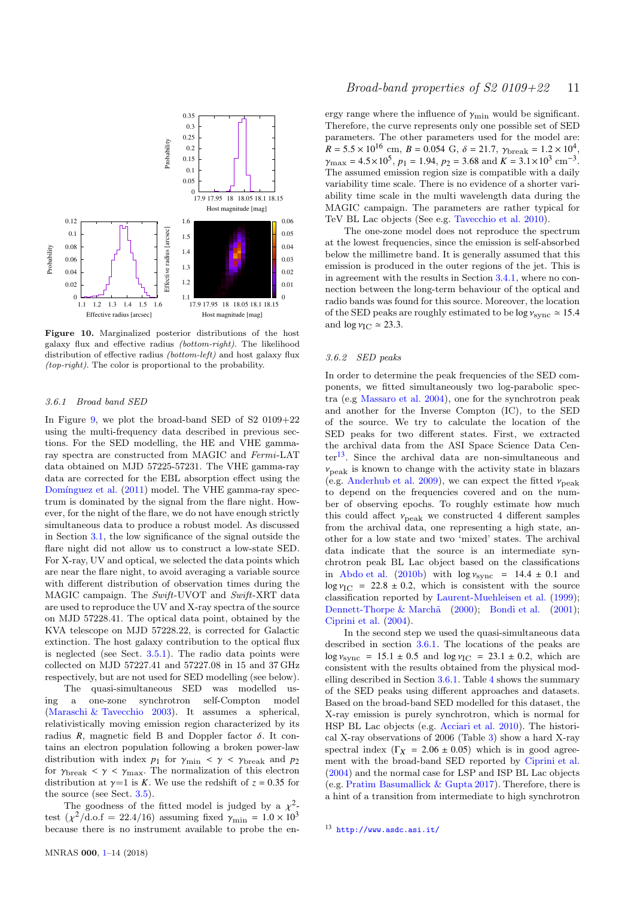0.35
0.3
0.25
0.2
0.15
0.1
0.05
0
Probability
17.9 17.95 18 18.05 18.1 18.15
Host magnitude [mag]

0.12
0.1
0.08
0.06
0.04
0.02
0
Probability
1.1 1.2 1.3 1.4 1.5 1.6
Effective radius [arcsec]

1.6
1.5
1.4
1.3
1.2
1.1
Effective radius [arcsec]
17.9 17.95 18 18.05 18.1 18.15
Host magnitude [mag]
0.06
0.05
0.04
0.03
0.02
0.01
0

**Figure 10.** Marginalized posterior distributions of the host galaxy flux and effective radius *(bottom-right)*. The likelihood distribution of effective radius *(bottom-left)* and host galaxy flux *(top-right)*. The color is proportional to the probability.

### 3.6.1 Broad band SED

In Figure 9, we plot the broad-band SED of S2 0109+22 using the multi-frequency data described in previous sections. For the SED modelling, the HE and VHE gamma-ray spectra are constructed from MAGIC and *Fermi*-LAT data obtained on MJD 57225-57231. The VHE gamma-ray data are corrected for the EBL absorption effect using the Domínguez et al. (2011) model. The VHE gamma-ray spectrum is dominated by the signal from the flare night. However, for the night of the flare, we do not have enough strictly simultaneous data to produce a robust model. As discussed in Section 3.1, the low significance of the signal outside the flare night did not allow us to construct a low-state SED. For X-ray, UV and optical, we selected the data points which are near the flare night, to avoid averaging a variable source with different distribution of observation times during the MAGIC campaign. The *Swift*-UVOT and *Swift*-XRT data are used to reproduce the UV and X-ray spectra of the source on MJD 57228.41. The optical data point, obtained by the KVA telescope on MJD 57228.22, is corrected for Galactic extinction. The host galaxy contribution to the optical flux is neglected (see Sect. 3.5.1). The radio data points were collected on MJD 57227.41 and 57227.08 in 15 and 37 GHz respectively, but are not used for SED modelling (see below).

The quasi-simultaneous SED was modelled using a one-zone synchrotron self-Compton model (Maraschi & Tavecchio 2003). It assumes a spherical, relativistically moving emission region characterized by its radius $R$, magnetic field B and Doppler factor $\delta$. It contains an electron population following a broken power-law distribution with index $p_1$ for $\gamma_{\rm min} < \gamma < \gamma_{\rm break}$ and $p_2$ for $\gamma_{\rm break} < \gamma < \gamma_{\rm max}$. The normalization of this electron distribution at $\gamma$=1 is $K$. We use the redshift of $z = 0.35$ for the source (see Sect. 3.5).

The goodness of the fitted model is judged by a $\chi^2$-test ($\chi^2$/d.o.f = 22.4/16) assuming fixed $\gamma_{\rm min} = 1.0 \times 10^3$ because there is no instrument available to probe the energy range where the influence of $\gamma_{\rm min}$ would be significant. Therefore, the curve represents only one possible set of SED parameters. The other parameters used for the model are: $R = 5.5 \times 10^{16}$ cm, $B = 0.054$ G, $\delta = 21.7$, $\gamma_{\rm break} = 1.2 \times 10^4$, $\gamma_{\rm max} = 4.5 \times 10^5$, $p_1 = 1.94$, $p_2 = 3.68$ and $K = 3.1 \times 10^3$ cm$^{-3}$. The assumed emission region size is compatible with a daily variability time scale. There is no evidence of a shorter variability time scale in the multi wavelength data during the MAGIC campaign. The parameters are rather typical for TeV BL Lac objects (See e.g. Tavecchio et al. 2010).

The one-zone model does not reproduce the spectrum at the lowest frequencies, since the emission is self-absorbed below the millimetre band. It is generally assumed that this emission is produced in the outer regions of the jet. This is in agreement with the results in Section 3.4.1, where no connection between the long-term behaviour of the optical and radio bands was found for this source. Moreover, the location of the SED peaks are roughly estimated to be $\log \nu_{\rm sync} \simeq 15.4$ and $\log \nu_{\rm IC} \simeq 23.3$.

### 3.6.2 SED peaks

In order to determine the peak frequencies of the SED components, we fitted simultaneously two log-parabolic spectra (e.g Massaro et al. 2004), one for the synchrotron peak and another for the Inverse Compton (IC), to the SED of the source. We try to calculate the location of the SED peaks for two different states. First, we extracted the archival data from the ASI Space Science Data Center[13]. Since the archival data are non-simultaneous and $\nu_{\rm peak}$ is known to change with the activity state in blazars (e.g. Anderhub et al. 2009), we can expect the fitted $\nu_{\rm peak}$ to depend on the frequencies covered and on the number of observing epochs. To roughly estimate how much this could affect $\nu_{\rm peak}$ we constructed 4 different samples from the archival data, one representing a high state, another for a low state and two 'mixed' states. The archival data indicate that the source is an intermediate synchrotron peak BL Lac object based on the classifications in Abdo et al. (2010b) with $\log \nu_{\rm sync} = 14.4 \pm 0.1$ and $\log \nu_{\rm IC} = 22.8 \pm 0.2$, which is consistent with the source classification reported by Laurent-Muehleisen et al. (1999); Dennett-Thorpe & Marchã (2000); Bondi et al. (2001); Ciprini et al. (2004).

In the second step we used the quasi-simultaneous data described in section 3.6.1. The locations of the peaks are $\log \nu_{\rm sync} = 15.1 \pm 0.5$ and $\log \nu_{\rm IC} = 23.1 \pm 0.2$, which are consistent with the results obtained from the physical modelling described in Section 3.6.1. Table 4 shows the summary of the SED peaks using different approaches and datasets. Based on the broad-band SED modelled for this dataset, the X-ray emission is purely synchrotron, which is normal for HSP BL Lac objects (e.g. Acciari et al. 2010). The historical X-ray observations of 2006 (Table 3) show a hard X-ray spectral index ($\Gamma_X = 2.06 \pm 0.05$) which is in good agreement with the broad-band SED reported by Ciprini et al. (2004) and the normal case for LSP and ISP BL Lac objects (e.g. Pratim Basumallick & Gupta 2017). Therefore, there is a hint of a transition from intermediate to high synchrotron

[13] http://www.asdc.asi.it/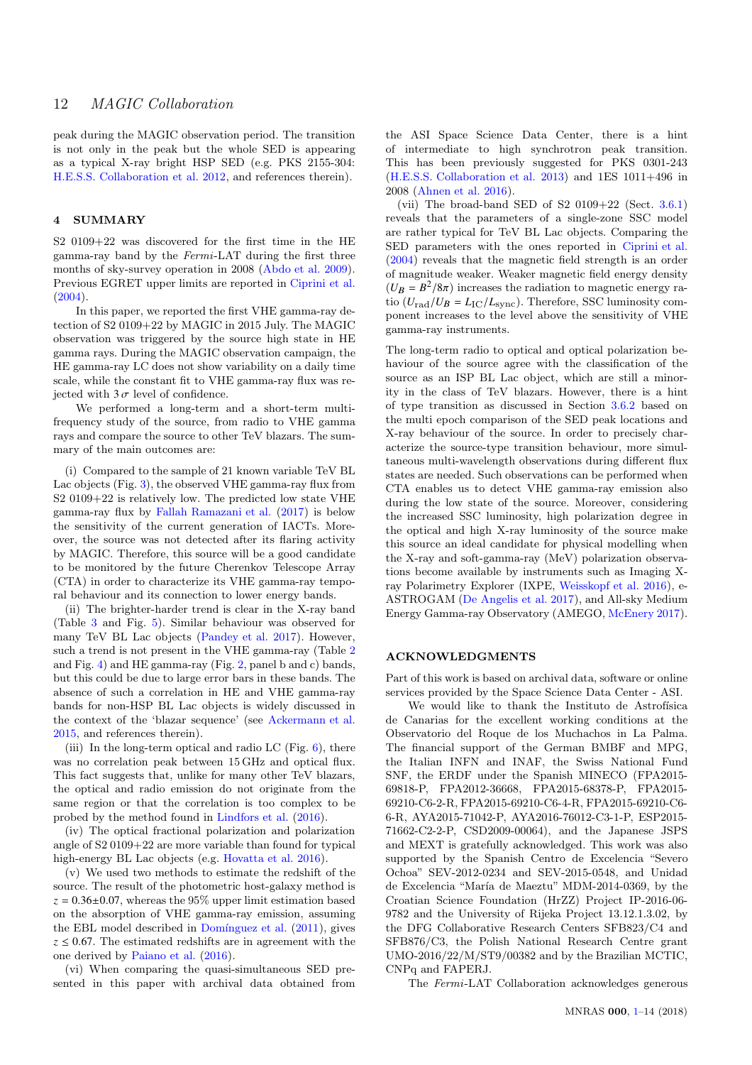peak during the MAGIC observation period. The transition is not only in the peak but the whole SED is appearing as a typical X-ray bright HSP SED (e.g. PKS 2155-304: H.E.S.S. Collaboration et al. 2012, and references therein).

## 4 SUMMARY

S2 0109+22 was discovered for the first time in the HE gamma-ray band by the *Fermi*-LAT during the first three months of sky-survey operation in 2008 (Abdo et al. 2009). Previous EGRET upper limits are reported in Ciprini et al. (2004).

In this paper, we reported the first VHE gamma-ray detection of S2 0109+22 by MAGIC in 2015 July. The MAGIC observation was triggered by the source high state in HE gamma rays. During the MAGIC observation campaign, the HE gamma-ray LC does not show variability on a daily time scale, while the constant fit to VHE gamma-ray flux was rejected with $3\,\sigma$ level of confidence.

We performed a long-term and a short-term multi-frequency study of the source, from radio to VHE gamma rays and compare the source to other TeV blazars. The summary of the main outcomes are:

(i) Compared to the sample of 21 known variable TeV BL Lac objects (Fig. 3), the observed VHE gamma-ray flux from S2 0109+22 is relatively low. The predicted low state VHE gamma-ray flux by Fallah Ramazani et al. (2017) is below the sensitivity of the current generation of IACTs. Moreover, the source was not detected after its flaring activity by MAGIC. Therefore, this source will be a good candidate to be monitored by the future Cherenkov Telescope Array (CTA) in order to characterize its VHE gamma-ray temporal behaviour and its connection to lower energy bands.

(ii) The brighter-harder trend is clear in the X-ray band (Table 3 and Fig. 5). Similar behaviour was observed for many TeV BL Lac objects (Pandey et al. 2017). However, such a trend is not present in the VHE gamma-ray (Table 2 and Fig. 4) and HE gamma-ray (Fig. 2, panel b and c) bands, but this could be due to large error bars in these bands. The absence of such a correlation in HE and VHE gamma-ray bands for non-HSP BL Lac objects is widely discussed in the context of the 'blazar sequence' (see Ackermann et al. 2015, and references therein).

(iii) In the long-term optical and radio LC (Fig. 6), there was no correlation peak between 15 GHz and optical flux. This fact suggests that, unlike for many other TeV blazars, the optical and radio emission do not originate from the same region or that the correlation is too complex to be probed by the method found in Lindfors et al. (2016).

(iv) The optical fractional polarization and polarization angle of S2 0109+22 are more variable than found for typical high-energy BL Lac objects (e.g. Hovatta et al. 2016).

(v) We used two methods to estimate the redshift of the source. The result of the photometric host-galaxy method is $z = 0.36\pm0.07$, whereas the 95% upper limit estimation based on the absorption of VHE gamma-ray emission, assuming the EBL model described in Domínguez et al. (2011), gives $z \leq 0.67$. The estimated redshifts are in agreement with the one derived by Paiano et al. (2016).

(vi) When comparing the quasi-simultaneous SED presented in this paper with archival data obtained from the ASI Space Science Data Center, there is a hint of intermediate to high synchrotron peak transition. This has been previously suggested for PKS 0301-243 (H.E.S.S. Collaboration et al. 2013) and 1ES 1011+496 in 2008 (Ahnen et al. 2016).

(vii) The broad-band SED of S2 0109+22 (Sect. 3.6.1) reveals that the parameters of a single-zone SSC model are rather typical for TeV BL Lac objects. Comparing the SED parameters with the ones reported in Ciprini et al. (2004) reveals that the magnetic field strength is an order of magnitude weaker. Weaker magnetic field energy density ($U_B = B^2/8\pi$) increases the radiation to magnetic energy ratio ($U_{\rm rad}/U_B = L_{\rm IC}/L_{\rm sync}$). Therefore, SSC luminosity component increases to the level above the sensitivity of VHE gamma-ray instruments.

The long-term radio to optical and optical polarization behaviour of the source agree with the classification of the source as an ISP BL Lac object, which are still a minority in the class of TeV blazars. However, there is a hint of type transition as discussed in Section 3.6.2 based on the multi epoch comparison of the SED peak locations and X-ray behaviour of the source. In order to precisely characterize the source-type transition behaviour, more simultaneous multi-wavelength observations during different flux states are needed. Such observations can be performed when CTA enables us to detect VHE gamma-ray emission also during the low state of the source. Moreover, considering the increased SSC luminosity, high polarization degree in the optical and high X-ray luminosity of the source make this source an ideal candidate for physical modelling when the X-ray and soft-gamma-ray (MeV) polarization observations become available by instruments such as Imaging X-ray Polarimetry Explorer (IXPE, Weisskopf et al. 2016), e-ASTROGAM (De Angelis et al. 2017), and All-sky Medium Energy Gamma-ray Observatory (AMEGO, McEnery 2017).

## ACKNOWLEDGMENTS

Part of this work is based on archival data, software or online services provided by the Space Science Data Center - ASI.

We would like to thank the Instituto de Astrofísica de Canarias for the excellent working conditions at the Observatorio del Roque de los Muchachos in La Palma. The financial support of the German BMBF and MPG, the Italian INFN and INAF, the Swiss National Fund SNF, the ERDF under the Spanish MINECO (FPA2015-69818-P, FPA2012-36668, FPA2015-68378-P, FPA2015-69210-C6-2-R, FPA2015-69210-C6-4-R, FPA2015-69210-C6-6-R, AYA2015-71042-P, AYA2016-76012-C3-1-P, ESP2015-71662-C2-2-P, CSD2009-00064), and the Japanese JSPS and MEXT is gratefully acknowledged. This work was also supported by the Spanish Centro de Excelencia "Severo Ochoa" SEV-2012-0234 and SEV-2015-0548, and Unidad de Excelencia "María de Maeztu" MDM-2014-0369, by the Croatian Science Foundation (HrZZ) Project IP-2016-06-9782 and the University of Rijeka Project 13.12.1.3.02, by the DFG Collaborative Research Centers SFB823/C4 and SFB876/C3, the Polish National Research Centre grant UMO-2016/22/M/ST9/00382 and by the Brazilian MCTIC, CNPq and FAPERJ.

The *Fermi*-LAT Collaboration acknowledges generous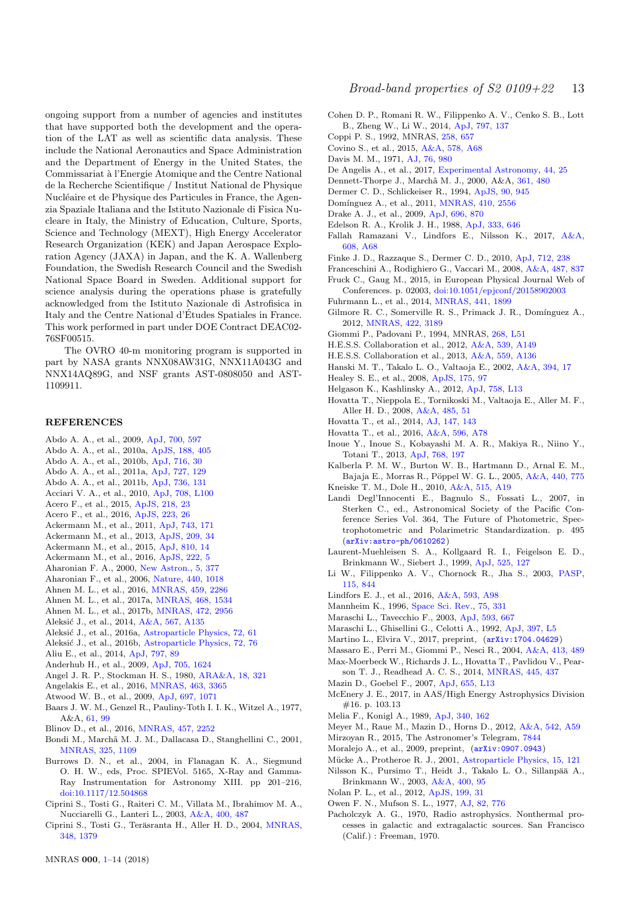ongoing support from a number of agencies and institutes that have supported both the development and the operation of the LAT as well as scientific data analysis. These include the National Aeronautics and Space Administration and the Department of Energy in the United States, the Commissariat à l'Energie Atomique and the Centre National de la Recherche Scientifique / Institut National de Physique Nucléaire et de Physique des Particules in France, the Agenzia Spaziale Italiana and the Istituto Nazionale di Fisica Nucleare in Italy, the Ministry of Education, Culture, Sports, Science and Technology (MEXT), High Energy Accelerator Research Organization (KEK) and Japan Aerospace Exploration Agency (JAXA) in Japan, and the K. A. Wallenberg Foundation, the Swedish Research Council and the Swedish National Space Board in Sweden. Additional support for science analysis during the operations phase is gratefully acknowledged from the Istituto Nazionale di Astrofisica in Italy and the Centre National d'Études Spatiales in France. This work performed in part under DOE Contract DEAC02-76SF00515.

The OVRO 40-m monitoring program is supported in part by NASA grants NNX08AW31G, NNX11A043G and NNX14AQ89G, and NSF grants AST-0808050 and AST-1109911.

## REFERENCES

Abdo A. A., et al., 2009, ApJ, 700, 597
Abdo A. A., et al., 2010a, ApJS, 188, 405
Abdo A. A., et al., 2010b, ApJ, 716, 30
Abdo A. A., et al., 2011a, ApJ, 727, 129
Abdo A. A., et al., 2011b, ApJ, 736, 131
Acciari V. A., et al., 2010, ApJ, 708, L100
Acero F., et al., 2015, ApJS, 218, 23
Acero F., et al., 2016, ApJS, 223, 26
Ackermann M., et al., 2011, ApJ, 743, 171
Ackermann M., et al., 2013, ApJS, 209, 34
Ackermann M., et al., 2015, ApJ, 810, 14
Ackermann M., et al., 2016, ApJS, 222, 5
Aharonian F. A., 2000, New Astron., 5, 377
Aharonian F., et al., 2006, Nature, 440, 1018
Ahnen M. L., et al., 2016, MNRAS, 459, 2286
Ahnen M. L., et al., 2017a, MNRAS, 468, 1534
Ahnen M. L., et al., 2017b, MNRAS, 472, 2956
Aleksić J., et al., 2014, A&A, 567, A135
Aleksić J., et al., 2016a, Astroparticle Physics, 72, 61
Aleksić J., et al., 2016b, Astroparticle Physics, 72, 76
Aliu E., et al., 2014, ApJ, 797, 89
Anderhub H., et al., 2009, ApJ, 705, 1624
Angel J. R. P., Stockman H. S., 1980, ARA&A, 18, 321
Angelakis E., et al., 2016, MNRAS, 463, 3365
Atwood W. B., et al., 2009, ApJ, 697, 1071
Baars J. W. M., Genzel R., Pauliny-Toth I. I. K., Witzel A., 1977, A&A, 61, 99
Blinov D., et al., 2016, MNRAS, 457, 2252
Bondi M., Marchã M. J. M., Dallacasa D., Stanghellini C., 2001, MNRAS, 325, 1109
Burrows D. N., et al., 2004, in Flanagan K. A., Siegmund O. H. W., eds, Proc. SPIEVol. 5165, X-Ray and Gamma-Ray Instrumentation for Astronomy XIII. pp 201–216, doi:10.1117/12.504868
Ciprini S., Tosti G., Raiteri C. M., Villata M., Ibrahimov M. A., Nucciarelli G., Lanteri L., 2003, A&A, 400, 487
Ciprini S., Tosti G., Teräsranta H., Aller H. D., 2004, MNRAS, 348, 1379
Cohen D. P., Romani R. W., Filippenko A. V., Cenko S. B., Lott B., Zheng W., Li W., 2014, ApJ, 797, 137
Coppi P. S., 1992, MNRAS, 258, 657
Covino S., et al., 2015, A&A, 578, A68
Davis M. M., 1971, AJ, 76, 980
De Angelis A., et al., 2017, Experimental Astronomy, 44, 25
Dennett-Thorpe J., Marchã M. J., 2000, A&A, 361, 480
Dermer C. D., Schlickeiser R., 1994, ApJS, 90, 945
Domínguez A., et al., 2011, MNRAS, 410, 2556
Drake A. J., et al., 2009, ApJ, 696, 870
Edelson R. A., Krolik J. H., 1988, ApJ, 333, 646
Fallah Ramazani V., Lindfors E., Nilsson K., 2017, A&A, 608, A68
Finke J. D., Razzaque S., Dermer C. D., 2010, ApJ, 712, 238
Franceschini A., Rodighiero G., Vaccari M., 2008, A&A, 487, 837
Fruck C., Gaug M., 2015, in European Physical Journal Web of Conferences. p. 02003, doi:10.1051/epjconf/20158902003
Fuhrmann L., et al., 2014, MNRAS, 441, 1899
Gilmore R. C., Somerville R. S., Primack J. R., Domínguez A., 2012, MNRAS, 422, 3189
Giommi P., Padovani P., 1994, MNRAS, 268, L51
H.E.S.S. Collaboration et al., 2012, A&A, 539, A149
H.E.S.S. Collaboration et al., 2013, A&A, 559, A136
Hanski M. T., Takalo L. O., Valtaoja E., 2002, A&A, 394, 17
Healey S. E., et al., 2008, ApJS, 175, 97
Helgason K., Kashlinsky A., 2012, ApJ, 758, L13
Hovatta T., Nieppola E., Tornikoski M., Valtaoja E., Aller M. F., Aller H. D., 2008, A&A, 485, 51
Hovatta T., et al., 2014, AJ, 147, 143
Hovatta T., et al., 2016, A&A, 596, A78
Inoue Y., Inoue S., Kobayashi M. A. R., Makiya R., Niino Y., Totani T., 2013, ApJ, 768, 197
Kalberla P. M. W., Burton W. B., Hartmann D., Arnal E. M., Bajaja E., Morras R., Pöppel W. G. L., 2005, A&A, 440, 775
Kneiske T. M., Dole H., 2010, A&A, 515, A19
Landi Degl'Innocenti E., Bagnulo S., Fossati L., 2007, in Sterken C., ed., Astronomical Society of the Pacific Conference Series Vol. 364, The Future of Photometric, Spectrophotometric and Polarimetric Standardization. p. 495 (arXiv:astro-ph/0610262)
Laurent-Muehleisen S. A., Kollgaard R. I., Feigelson E. D., Brinkmann W., Siebert J., 1999, ApJ, 525, 127
Li W., Filippenko A. V., Chornock R., Jha S., 2003, PASP, 115, 844
Lindfors E. J., et al., 2016, A&A, 593, A98
Mannheim K., 1996, Space Sci. Rev., 75, 331
Maraschi L., Tavecchio F., 2003, ApJ, 593, 667
Maraschi L., Ghisellini G., Celotti A., 1992, ApJ, 397, L5
Martino L., Elvira V., 2017, preprint, (arXiv:1704.04629)
Massaro E., Perri M., Giommi P., Nesci R., 2004, A&A, 413, 489
Max-Moerbeck W., Richards J. L., Hovatta T., Pavlidou V., Pearson T. J., Readhead A. C. S., 2014, MNRAS, 445, 437
Mazin D., Goebel F., 2007, ApJ, 655, L13
McEnery J. E., 2017, in AAS/High Energy Astrophysics Division #16. p. 103.13
Melia F., Konigl A., 1989, ApJ, 340, 162
Meyer M., Raue M., Mazin D., Horns D., 2012, A&A, 542, A59
Mirzoyan R., 2015, The Astronomer's Telegram, 7844
Moralejo A., et al., 2009, preprint, (arXiv:0907.0943)
Mücke A., Protheroe R. J., 2001, Astroparticle Physics, 15, 121
Nilsson K., Pursimo T., Heidt J., Takalo L. O., Sillanpää A., Brinkmann W., 2003, A&A, 400, 95
Nolan P. L., et al., 2012, ApJS, 199, 31
Owen F. N., Mufson S. L., 1977, AJ, 82, 776
Pacholczyk A. G., 1970, Radio astrophysics. Nonthermal processes in galactic and extragalactic sources. San Francisco (Calif.) : Freeman, 1970.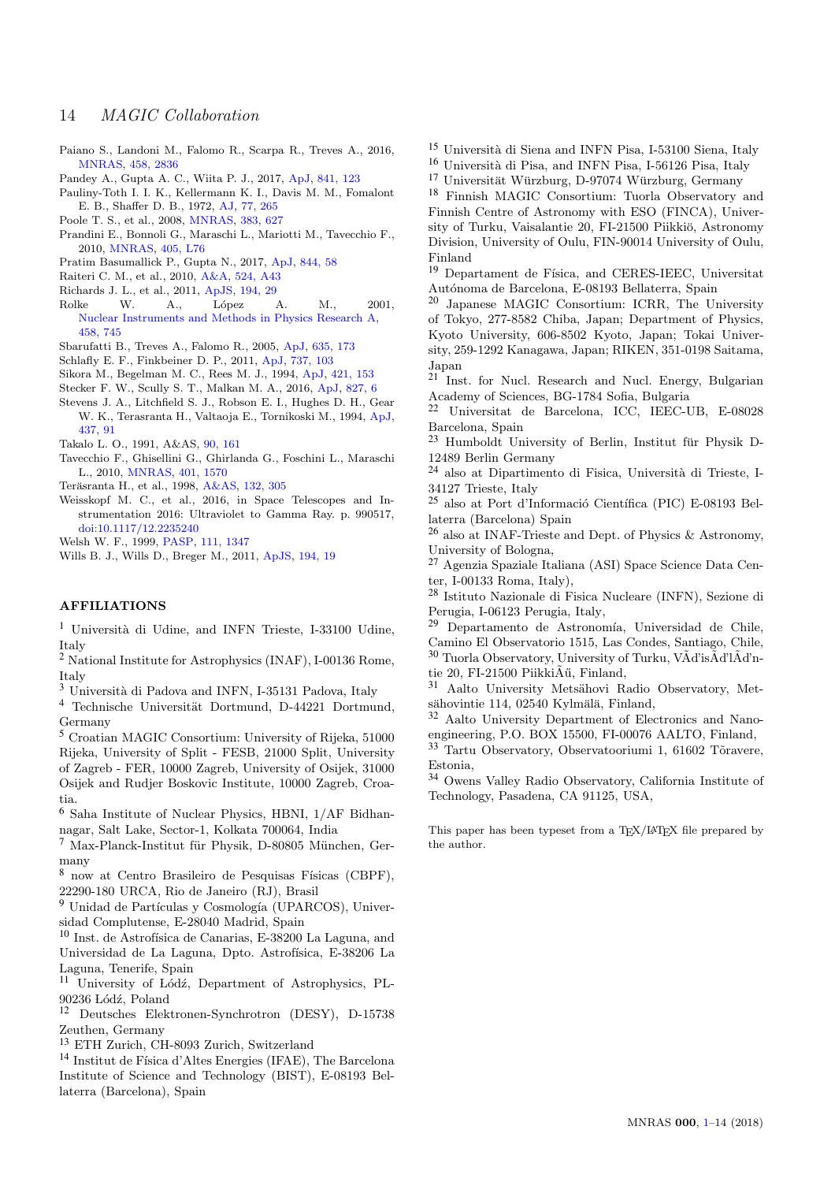Paiano S., Landoni M., Falomo R., Scarpa R., Treves A., 2016, MNRAS, 458, 2836

Pandey A., Gupta A. C., Wiita P. J., 2017, ApJ, 841, 123

Pauliny-Toth I. I. K., Kellermann K. I., Davis M. M., Fomalont E. B., Shaffer D. B., 1972, AJ, 77, 265

Poole T. S., et al., 2008, MNRAS, 383, 627

Prandini E., Bonnoli G., Maraschi L., Mariotti M., Tavecchio F., 2010, MNRAS, 405, L76

Pratim Basumallick P., Gupta N., 2017, ApJ, 844, 58

Raiteri C. M., et al., 2010, A&A, 524, A43

Richards J. L., et al., 2011, ApJS, 194, 29

Rolke W. A., López A. M., 2001, Nuclear Instruments and Methods in Physics Research A, 458, 745

Sbarufatti B., Treves A., Falomo R., 2005, ApJ, 635, 173

Schlafly E. F., Finkbeiner D. P., 2011, ApJ, 737, 103

Sikora M., Begelman M. C., Rees M. J., 1994, ApJ, 421, 153

Stecker F. W., Scully S. T., Malkan M. A., 2016, ApJ, 827, 6

Stevens J. A., Litchfield S. J., Robson E. I., Hughes D. H., Gear W. K., Terasranta H., Valtaoja E., Tornikoski M., 1994, ApJ, 437, 91

Takalo L. O., 1991, A&AS, 90, 161

Tavecchio F., Ghisellini G., Ghirlanda G., Foschini L., Maraschi L., 2010, MNRAS, 401, 1570

Teräsranta H., et al., 1998, A&AS, 132, 305

Weisskopf M. C., et al., 2016, in Space Telescopes and Instrumentation 2016: Ultraviolet to Gamma Ray. p. 990517, doi:10.1117/12.2235240

Welsh W. F., 1999, PASP, 111, 1347

Wills B. J., Wills D., Breger M., 2011, ApJS, 194, 19

## AFFILIATIONS

[1] Università di Udine, and INFN Trieste, I-33100 Udine, Italy
[2] National Institute for Astrophysics (INAF), I-00136 Rome, Italy
[3] Università di Padova and INFN, I-35131 Padova, Italy
[4] Technische Universität Dortmund, D-44221 Dortmund, Germany
[5] Croatian MAGIC Consortium: University of Rijeka, 51000 Rijeka, University of Split - FESB, 21000 Split, University of Zagreb - FER, 10000 Zagreb, University of Osijek, 31000 Osijek and Rudjer Boskovic Institute, 10000 Zagreb, Croatia.
[6] Saha Institute of Nuclear Physics, HBNI, 1/AF Bidhannagar, Salt Lake, Sector-1, Kolkata 700064, India
[7] Max-Planck-Institut für Physik, D-80805 München, Germany
[8] now at Centro Brasileiro de Pesquisas Físicas (CBPF), 22290-180 URCA, Rio de Janeiro (RJ), Brasil
[9] Unidad de Partículas y Cosmología (UPARCOS), Universidad Complutense, E-28040 Madrid, Spain
[10] Inst. de Astrofísica de Canarias, E-38200 La Laguna, and Universidad de La Laguna, Dpto. Astrofísica, E-38206 La Laguna, Tenerife, Spain
[11] University of Łódź, Department of Astrophysics, PL-90236 Łódź, Poland
[12] Deutsches Elektronen-Synchrotron (DESY), D-15738 Zeuthen, Germany
[13] ETH Zurich, CH-8093 Zurich, Switzerland
[14] Institut de Física d'Altes Energies (IFAE), The Barcelona Institute of Science and Technology (BIST), E-08193 Bellaterra (Barcelona), Spain
[15] Università di Siena and INFN Pisa, I-53100 Siena, Italy
[16] Università di Pisa, and INFN Pisa, I-56126 Pisa, Italy
[17] Universität Würzburg, D-97074 Würzburg, Germany
[18] Finnish MAGIC Consortium: Tuorla Observatory and Finnish Centre of Astronomy with ESO (FINCA), University of Turku, Vaisalantie 20, FI-21500 Piikkiö, Astronomy Division, University of Oulu, FIN-90014 University of Oulu, Finland
[19] Departament de Física, and CERES-IEEC, Universitat Autónoma de Barcelona, E-08193 Bellaterra, Spain
[20] Japanese MAGIC Consortium: ICRR, The University of Tokyo, 277-8582 Chiba, Japan; Department of Physics, Kyoto University, 606-8502 Kyoto, Japan; Tokai University, 259-1292 Kanagawa, Japan; RIKEN, 351-0198 Saitama, Japan
[21] Inst. for Nucl. Research and Nucl. Energy, Bulgarian Academy of Sciences, BG-1784 Sofia, Bulgaria
[22] Universitat de Barcelona, ICC, IEEC-UB, E-08028 Barcelona, Spain
[23] Humboldt University of Berlin, Institut für Physik D-12489 Berlin Germany
[24] also at Dipartimento di Fisica, Università di Trieste, I-34127 Trieste, Italy
[25] also at Port d'Informació Científica (PIC) E-08193 Bellaterra (Barcelona) Spain
[26] also at INAF-Trieste and Dept. of Physics & Astronomy, University of Bologna,
[27] Agenzia Spaziale Italiana (ASI) Space Science Data Center, I-00133 Roma, Italy),
[28] Istituto Nazionale di Fisica Nucleare (INFN), Sezione di Perugia, I-06123 Perugia, Italy,
[29] Departamento de Astronomía, Universidad de Chile, Camino El Observatorio 1515, Las Condes, Santiago, Chile,
[30] Tuorla Observatory, University of Turku, VÃd'isÃd'lÃd'ntie 20, FI-21500 PiikkiÃű, Finland,
[31] Aalto University Metsähovi Radio Observatory, Metsähovintie 114, 02540 Kylmälä, Finland,
[32] Aalto University Department of Electronics and Nanoengineering, P.O. BOX 15500, FI-00076 AALTO, Finland,
[33] Tartu Observatory, Observatooriumi 1, 61602 Tõravere, Estonia,
[34] Owens Valley Radio Observatory, California Institute of Technology, Pasadena, CA 91125, USA,

This paper has been typeset from a TEX/LATEX file prepared by the author.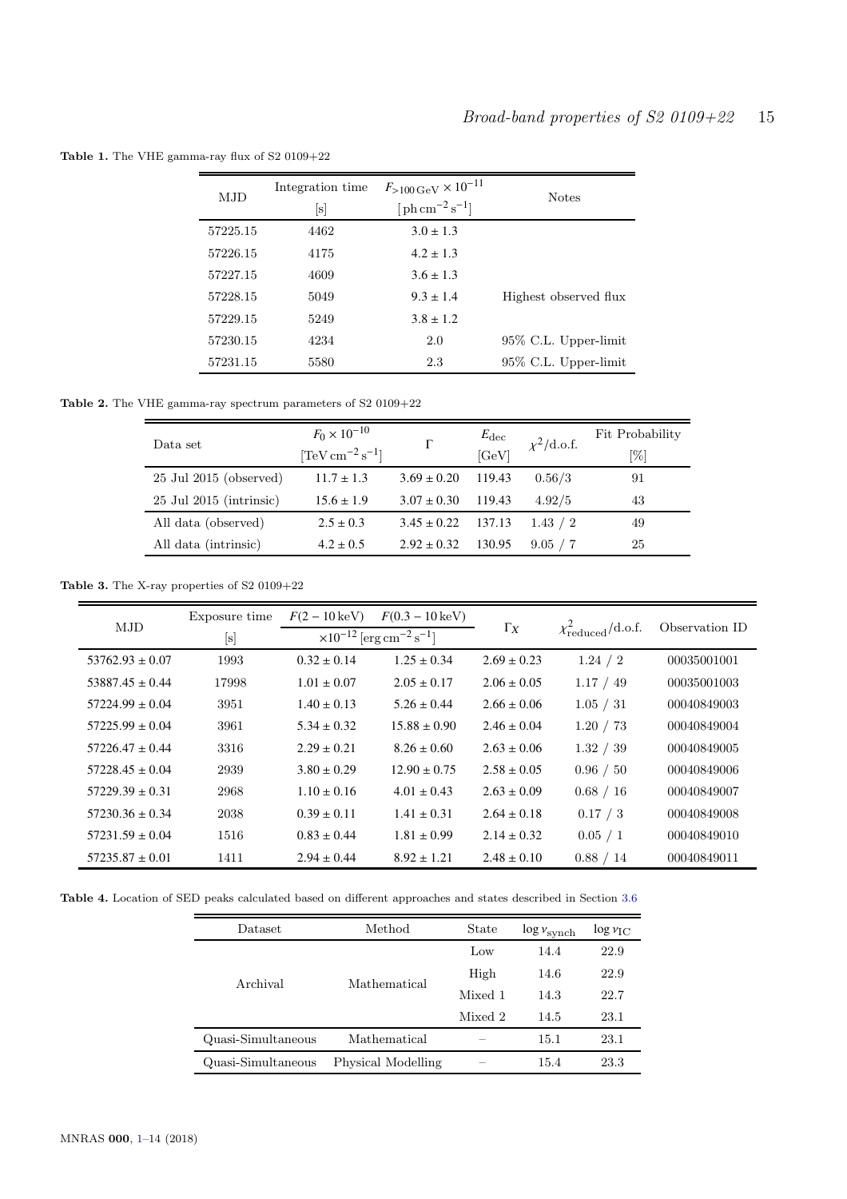**Table 1.** The VHE gamma-ray flux of S2 0109+22

| MJD | Integration time [s] | $F_{>100\,\mathrm{GeV}} \times 10^{-11}$ [ph cm$^{-2}$ s$^{-1}$] | Notes |
|---|---|---|---|
| 57225.15 | 4462 | $3.0 \pm 1.3$ | |
| 57226.15 | 4175 | $4.2 \pm 1.3$ | |
| 57227.15 | 4609 | $3.6 \pm 1.3$ | |
| 57228.15 | 5049 | $9.3 \pm 1.4$ | Highest observed flux |
| 57229.15 | 5249 | $3.8 \pm 1.2$ | |
| 57230.15 | 4234 | 2.0 | 95% C.L. Upper-limit |
| 57231.15 | 5580 | 2.3 | 95% C.L. Upper-limit |

**Table 2.** The VHE gamma-ray spectrum parameters of S2 0109+22

| Data set | $F_0 \times 10^{-10}$ [TeV cm$^{-2}$ s$^{-1}$] | $\Gamma$ | $E_{\mathrm{dec}}$ [GeV] | $\chi^2$/d.o.f. | Fit Probability [%] |
|---|---|---|---|---|---|
| 25 Jul 2015 (observed) | $11.7 \pm 1.3$ | $3.69 \pm 0.20$ | 119.43 | 0.56/3 | 91 |
| 25 Jul 2015 (intrinsic) | $15.6 \pm 1.9$ | $3.07 \pm 0.30$ | 119.43 | 4.92/5 | 43 |
| All data (observed) | $2.5 \pm 0.3$ | $3.45 \pm 0.22$ | 137.13 | 1.43 / 2 | 49 |
| All data (intrinsic) | $4.2 \pm 0.5$ | $2.92 \pm 0.32$ | 130.95 | 9.05 / 7 | 25 |

**Table 3.** The X-ray properties of S2 0109+22

| MJD | Exposure time [s] | $F(2-10\,\mathrm{keV})$ $\times 10^{-12}$ [erg cm$^{-2}$ s$^{-1}$] | $F(0.3-10\,\mathrm{keV})$ $\times 10^{-12}$ [erg cm$^{-2}$ s$^{-1}$] | $\Gamma_X$ | $\chi^2_{\mathrm{reduced}}$/d.o.f. | Observation ID |
|---|---|---|---|---|---|---|
| $53762.93 \pm 0.07$ | 1993 | $0.32 \pm 0.14$ | $1.25 \pm 0.34$ | $2.69 \pm 0.23$ | 1.24 / 2 | 00035001001 |
| $53887.45 \pm 0.44$ | 17998 | $1.01 \pm 0.07$ | $2.05 \pm 0.17$ | $2.06 \pm 0.05$ | 1.17 / 49 | 00035001003 |
| $57224.99 \pm 0.04$ | 3951 | $1.40 \pm 0.13$ | $5.26 \pm 0.44$ | $2.66 \pm 0.06$ | 1.05 / 31 | 00040849003 |
| $57225.99 \pm 0.04$ | 3961 | $5.34 \pm 0.32$ | $15.88 \pm 0.90$ | $2.46 \pm 0.04$ | 1.20 / 73 | 00040849004 |
| $57226.47 \pm 0.44$ | 3316 | $2.29 \pm 0.21$ | $8.26 \pm 0.60$ | $2.63 \pm 0.06$ | 1.32 / 39 | 00040849005 |
| $57228.45 \pm 0.04$ | 2939 | $3.80 \pm 0.29$ | $12.90 \pm 0.75$ | $2.58 \pm 0.05$ | 0.96 / 50 | 00040849006 |
| $57229.39 \pm 0.31$ | 2968 | $1.10 \pm 0.16$ | $4.01 \pm 0.43$ | $2.63 \pm 0.09$ | 0.68 / 16 | 00040849007 |
| $57230.36 \pm 0.34$ | 2038 | $0.39 \pm 0.11$ | $1.41 \pm 0.31$ | $2.64 \pm 0.18$ | 0.17 / 3 | 00040849008 |
| $57231.59 \pm 0.04$ | 1516 | $0.83 \pm 0.44$ | $1.81 \pm 0.99$ | $2.14 \pm 0.32$ | 0.05 / 1 | 00040849010 |
| $57235.87 \pm 0.01$ | 1411 | $2.94 \pm 0.44$ | $8.92 \pm 1.21$ | $2.48 \pm 0.10$ | 0.88 / 14 | 00040849011 |

**Table 4.** Location of SED peaks calculated based on different approaches and states described in Section 3.6

| Dataset | Method | State | $\log \nu_{\mathrm{synch}}$ | $\log \nu_{\mathrm{IC}}$ |
|---|---|---|---|---|
| Archival | Mathematical | Low | 14.4 | 22.9 |
| | | High | 14.6 | 22.9 |
| | | Mixed 1 | 14.3 | 22.7 |
| | | Mixed 2 | 14.5 | 23.1 |
| Quasi-Simultaneous | Mathematical | – | 15.1 | 23.1 |
| Quasi-Simultaneous | Physical Modelling | – | 15.4 | 23.3 |